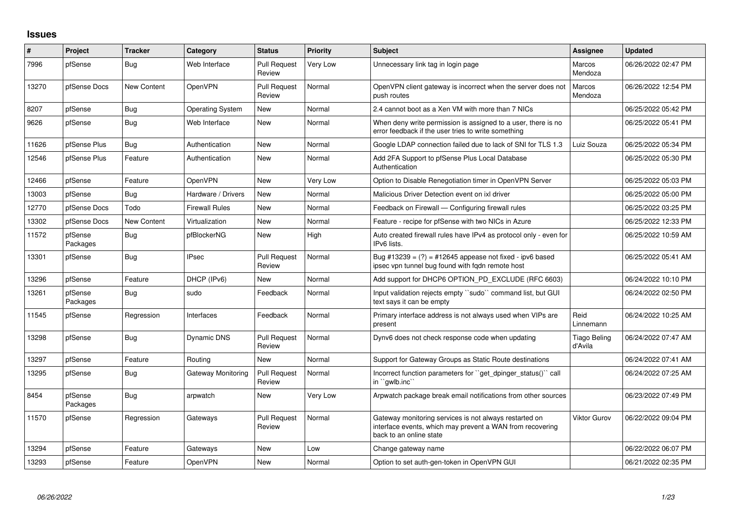# Issues

| # | Project | Tracker | Category | Status | Priority | Subject | Assignee | Updated |
|---|---|---|---|---|---|---|---|---|
| 7996 | pfSense | Bug | Web Interface | Pull Request Review | Very Low | Unnecessary link tag in login page | Marcos Mendoza | 06/26/2022 02:47 PM |
| 13270 | pfSense Docs | New Content | OpenVPN | Pull Request Review | Normal | OpenVPN client gateway is incorrect when the server does not push routes | Marcos Mendoza | 06/26/2022 12:54 PM |
| 8207 | pfSense | Bug | Operating System | New | Normal | 2.4 cannot boot as a Xen VM with more than 7 NICs | | 06/25/2022 05:42 PM |
| 9626 | pfSense | Bug | Web Interface | New | Normal | When deny write permission is assigned to a user, there is no error feedback if the user tries to write something | | 06/25/2022 05:41 PM |
| 11626 | pfSense Plus | Bug | Authentication | New | Normal | Google LDAP connection failed due to lack of SNI for TLS 1.3 | Luiz Souza | 06/25/2022 05:34 PM |
| 12546 | pfSense Plus | Feature | Authentication | New | Normal | Add 2FA Support to pfSense Plus Local Database Authentication | | 06/25/2022 05:30 PM |
| 12466 | pfSense | Feature | OpenVPN | New | Very Low | Option to Disable Renegotiation timer in OpenVPN Server | | 06/25/2022 05:03 PM |
| 13003 | pfSense | Bug | Hardware / Drivers | New | Normal | Malicious Driver Detection event on ixl driver | | 06/25/2022 05:00 PM |
| 12770 | pfSense Docs | Todo | Firewall Rules | New | Normal | Feedback on Firewall — Configuring firewall rules | | 06/25/2022 03:25 PM |
| 13302 | pfSense Docs | New Content | Virtualization | New | Normal | Feature - recipe for pfSense with two NICs in Azure | | 06/25/2022 12:33 PM |
| 11572 | pfSense Packages | Bug | pfBlockerNG | New | High | Auto created firewall rules have IPv4 as protocol only - even for IPv6 lists. | | 06/25/2022 10:59 AM |
| 13301 | pfSense | Bug | IPsec | Pull Request Review | Normal | Bug #13239 = (?) = #12645 appease not fixed - ipv6 based ipsec vpn tunnel bug found with fqdn remote host | | 06/25/2022 05:41 AM |
| 13296 | pfSense | Feature | DHCP (IPv6) | New | Normal | Add support for DHCP6 OPTION_PD_EXCLUDE (RFC 6603) | | 06/24/2022 10:10 PM |
| 13261 | pfSense Packages | Bug | sudo | Feedback | Normal | Input validation rejects empty ``sudo`` command list, but GUI text says it can be empty | | 06/24/2022 02:50 PM |
| 11545 | pfSense | Regression | Interfaces | Feedback | Normal | Primary interface address is not always used when VIPs are present | Reid Linnemann | 06/24/2022 10:25 AM |
| 13298 | pfSense | Bug | Dynamic DNS | Pull Request Review | Normal | Dynv6 does not check response code when updating | Tiago Beling d'Avila | 06/24/2022 07:47 AM |
| 13297 | pfSense | Feature | Routing | New | Normal | Support for Gateway Groups as Static Route destinations | | 06/24/2022 07:41 AM |
| 13295 | pfSense | Bug | Gateway Monitoring | Pull Request Review | Normal | Incorrect function parameters for ``get_dpinger_status()`` call in ``gwlb.inc`` | | 06/24/2022 07:25 AM |
| 8454 | pfSense Packages | Bug | arpwatch | New | Very Low | Arpwatch package break email notifications from other sources | | 06/23/2022 07:49 PM |
| 11570 | pfSense | Regression | Gateways | Pull Request Review | Normal | Gateway monitoring services is not always restarted on interface events, which may prevent a WAN from recovering back to an online state | Viktor Gurov | 06/22/2022 09:04 PM |
| 13294 | pfSense | Feature | Gateways | New | Low | Change gateway name | | 06/22/2022 06:07 PM |
| 13293 | pfSense | Feature | OpenVPN | New | Normal | Option to set auth-gen-token in OpenVPN GUI | | 06/21/2022 02:35 PM |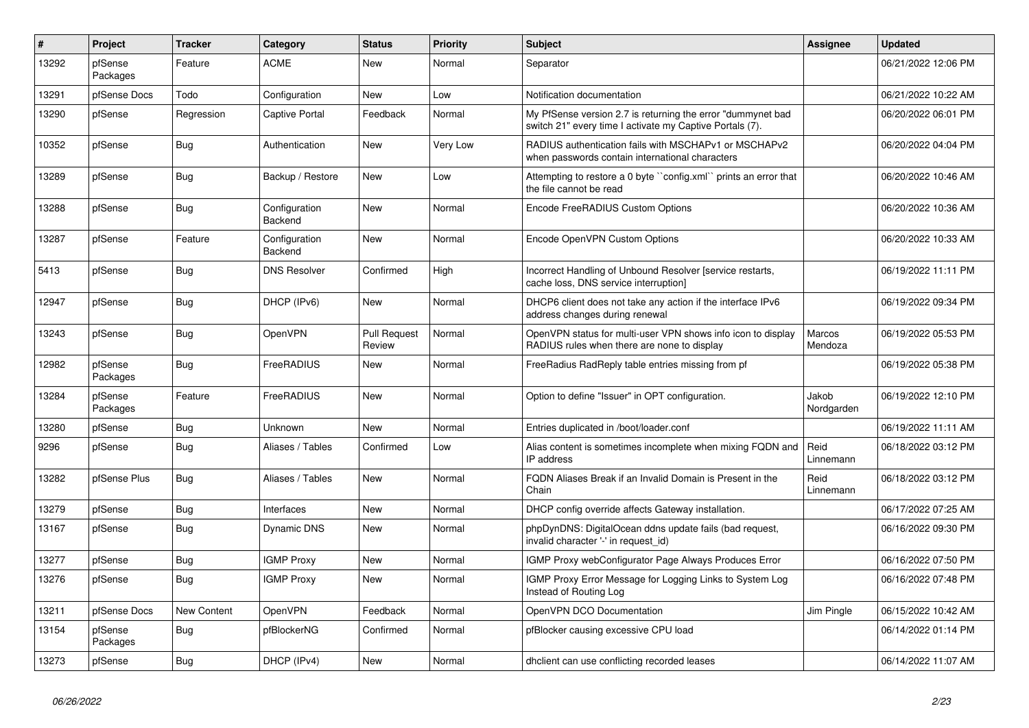| # | Project | Tracker | Category | Status | Priority | Subject | Assignee | Updated |
|---|---|---|---|---|---|---|---|---|
| 13292 | pfSense Packages | Feature | ACME | New | Normal | Separator | | 06/21/2022 12:06 PM |
| 13291 | pfSense Docs | Todo | Configuration | New | Low | Notification documentation | | 06/21/2022 10:22 AM |
| 13290 | pfSense | Regression | Captive Portal | Feedback | Normal | My PfSense version 2.7 is returning the error "dummynet bad switch 21" every time I activate my Captive Portals (7). | | 06/20/2022 06:01 PM |
| 10352 | pfSense | Bug | Authentication | New | Very Low | RADIUS authentication fails with MSCHAPv1 or MSCHAPv2 when passwords contain international characters | | 06/20/2022 04:04 PM |
| 13289 | pfSense | Bug | Backup / Restore | New | Low | Attempting to restore a 0 byte ``config.xml`` prints an error that the file cannot be read | | 06/20/2022 10:46 AM |
| 13288 | pfSense | Bug | Configuration Backend | New | Normal | Encode FreeRADIUS Custom Options | | 06/20/2022 10:36 AM |
| 13287 | pfSense | Feature | Configuration Backend | New | Normal | Encode OpenVPN Custom Options | | 06/20/2022 10:33 AM |
| 5413 | pfSense | Bug | DNS Resolver | Confirmed | High | Incorrect Handling of Unbound Resolver [service restarts, cache loss, DNS service interruption] | | 06/19/2022 11:11 PM |
| 12947 | pfSense | Bug | DHCP (IPv6) | New | Normal | DHCP6 client does not take any action if the interface IPv6 address changes during renewal | | 06/19/2022 09:34 PM |
| 13243 | pfSense | Bug | OpenVPN | Pull Request Review | Normal | OpenVPN status for multi-user VPN shows info icon to display RADIUS rules when there are none to display | Marcos Mendoza | 06/19/2022 05:53 PM |
| 12982 | pfSense Packages | Bug | FreeRADIUS | New | Normal | FreeRadius RadReply table entries missing from pf | | 06/19/2022 05:38 PM |
| 13284 | pfSense Packages | Feature | FreeRADIUS | New | Normal | Option to define "Issuer" in OPT configuration. | Jakob Nordgarden | 06/19/2022 12:10 PM |
| 13280 | pfSense | Bug | Unknown | New | Normal | Entries duplicated in /boot/loader.conf | | 06/19/2022 11:11 AM |
| 9296 | pfSense | Bug | Aliases / Tables | Confirmed | Low | Alias content is sometimes incomplete when mixing FQDN and IP address | Reid Linnemann | 06/18/2022 03:12 PM |
| 13282 | pfSense Plus | Bug | Aliases / Tables | New | Normal | FQDN Aliases Break if an Invalid Domain is Present in the Chain | Reid Linnemann | 06/18/2022 03:12 PM |
| 13279 | pfSense | Bug | Interfaces | New | Normal | DHCP config override affects Gateway installation. | | 06/17/2022 07:25 AM |
| 13167 | pfSense | Bug | Dynamic DNS | New | Normal | phpDynDNS: DigitalOcean ddns update fails (bad request, invalid character '-' in request_id) | | 06/16/2022 09:30 PM |
| 13277 | pfSense | Bug | IGMP Proxy | New | Normal | IGMP Proxy webConfigurator Page Always Produces Error | | 06/16/2022 07:50 PM |
| 13276 | pfSense | Bug | IGMP Proxy | New | Normal | IGMP Proxy Error Message for Logging Links to System Log Instead of Routing Log | | 06/16/2022 07:48 PM |
| 13211 | pfSense Docs | New Content | OpenVPN | Feedback | Normal | OpenVPN DCO Documentation | Jim Pingle | 06/15/2022 10:42 AM |
| 13154 | pfSense Packages | Bug | pfBlockerNG | Confirmed | Normal | pfBlocker causing excessive CPU load | | 06/14/2022 01:14 PM |
| 13273 | pfSense | Bug | DHCP (IPv4) | New | Normal | dhclient can use conflicting recorded leases | | 06/14/2022 11:07 AM |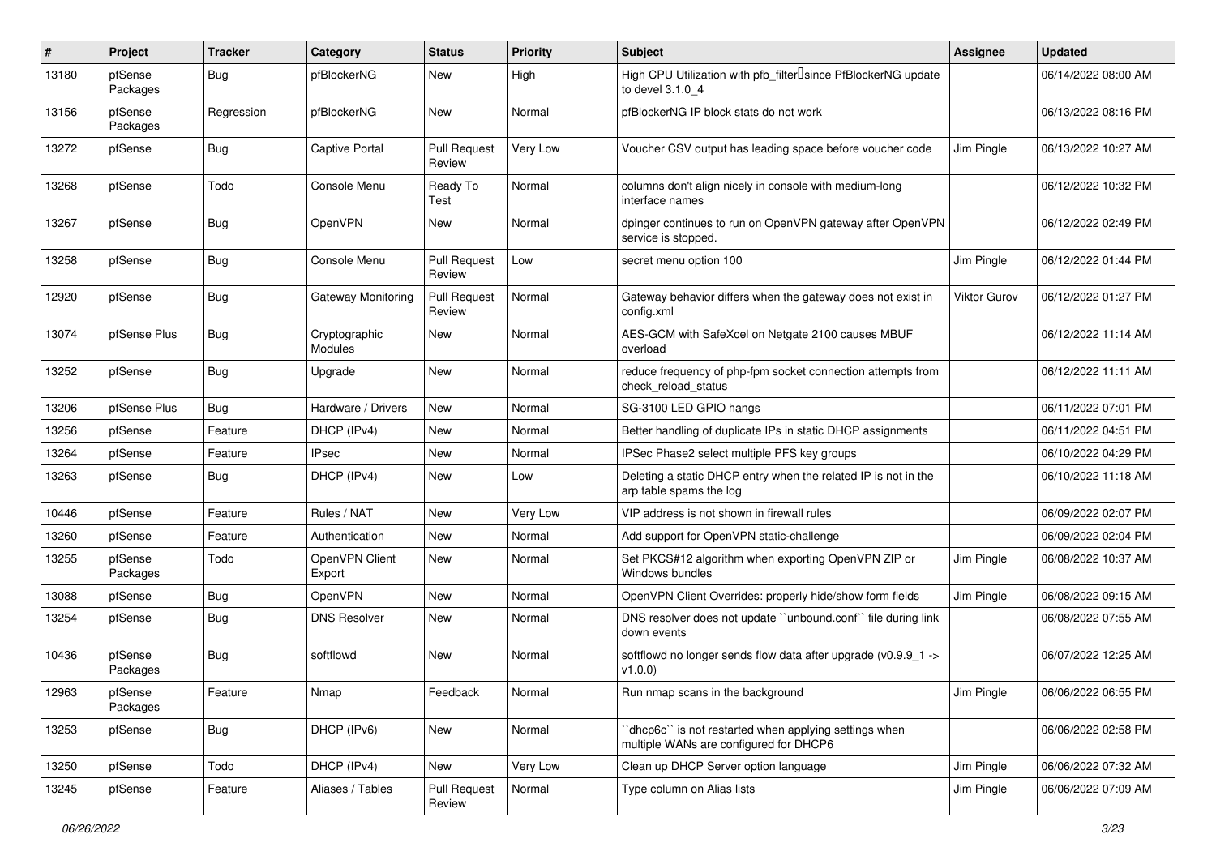| # | Project | Tracker | Category | Status | Priority | Subject | Assignee | Updated |
|---|---|---|---|---|---|---|---|---|
| 13180 | pfSense Packages | Bug | pfBlockerNG | New | High | High CPU Utilization with pfb_filter since PfBlockerNG update to devel 3.1.0_4 | | 06/14/2022 08:00 AM |
| 13156 | pfSense Packages | Regression | pfBlockerNG | New | Normal | pfBlockerNG IP block stats do not work | | 06/13/2022 08:16 PM |
| 13272 | pfSense | Bug | Captive Portal | Pull Request Review | Very Low | Voucher CSV output has leading space before voucher code | Jim Pingle | 06/13/2022 10:27 AM |
| 13268 | pfSense | Todo | Console Menu | Ready To Test | Normal | columns don't align nicely in console with medium-long interface names | | 06/12/2022 10:32 PM |
| 13267 | pfSense | Bug | OpenVPN | New | Normal | dpinger continues to run on OpenVPN gateway after OpenVPN service is stopped. | | 06/12/2022 02:49 PM |
| 13258 | pfSense | Bug | Console Menu | Pull Request Review | Low | secret menu option 100 | Jim Pingle | 06/12/2022 01:44 PM |
| 12920 | pfSense | Bug | Gateway Monitoring | Pull Request Review | Normal | Gateway behavior differs when the gateway does not exist in config.xml | Viktor Gurov | 06/12/2022 01:27 PM |
| 13074 | pfSense Plus | Bug | Cryptographic Modules | New | Normal | AES-GCM with SafeXcel on Netgate 2100 causes MBUF overload | | 06/12/2022 11:14 AM |
| 13252 | pfSense | Bug | Upgrade | New | Normal | reduce frequency of php-fpm socket connection attempts from check_reload_status | | 06/12/2022 11:11 AM |
| 13206 | pfSense Plus | Bug | Hardware / Drivers | New | Normal | SG-3100 LED GPIO hangs | | 06/11/2022 07:01 PM |
| 13256 | pfSense | Feature | DHCP (IPv4) | New | Normal | Better handling of duplicate IPs in static DHCP assignments | | 06/11/2022 04:51 PM |
| 13264 | pfSense | Feature | IPsec | New | Normal | IPSec Phase2 select multiple PFS key groups | | 06/10/2022 04:29 PM |
| 13263 | pfSense | Bug | DHCP (IPv4) | New | Low | Deleting a static DHCP entry when the related IP is not in the arp table spams the log | | 06/10/2022 11:18 AM |
| 10446 | pfSense | Feature | Rules / NAT | New | Very Low | VIP address is not shown in firewall rules | | 06/09/2022 02:07 PM |
| 13260 | pfSense | Feature | Authentication | New | Normal | Add support for OpenVPN static-challenge | | 06/09/2022 02:04 PM |
| 13255 | pfSense Packages | Todo | OpenVPN Client Export | New | Normal | Set PKCS#12 algorithm when exporting OpenVPN ZIP or Windows bundles | Jim Pingle | 06/08/2022 10:37 AM |
| 13088 | pfSense | Bug | OpenVPN | New | Normal | OpenVPN Client Overrides: properly hide/show form fields | Jim Pingle | 06/08/2022 09:15 AM |
| 13254 | pfSense | Bug | DNS Resolver | New | Normal | DNS resolver does not update ``unbound.conf`` file during link down events | | 06/08/2022 07:55 AM |
| 10436 | pfSense Packages | Bug | softflowd | New | Normal | softflowd no longer sends flow data after upgrade (v0.9.9_1 -> v1.0.0) | | 06/07/2022 12:25 AM |
| 12963 | pfSense Packages | Feature | Nmap | Feedback | Normal | Run nmap scans in the background | Jim Pingle | 06/06/2022 06:55 PM |
| 13253 | pfSense | Bug | DHCP (IPv6) | New | Normal | ``dhcp6c`` is not restarted when applying settings when multiple WANs are configured for DHCP6 | | 06/06/2022 02:58 PM |
| 13250 | pfSense | Todo | DHCP (IPv4) | New | Very Low | Clean up DHCP Server option language | Jim Pingle | 06/06/2022 07:32 AM |
| 13245 | pfSense | Feature | Aliases / Tables | Pull Request Review | Normal | Type column on Alias lists | Jim Pingle | 06/06/2022 07:09 AM |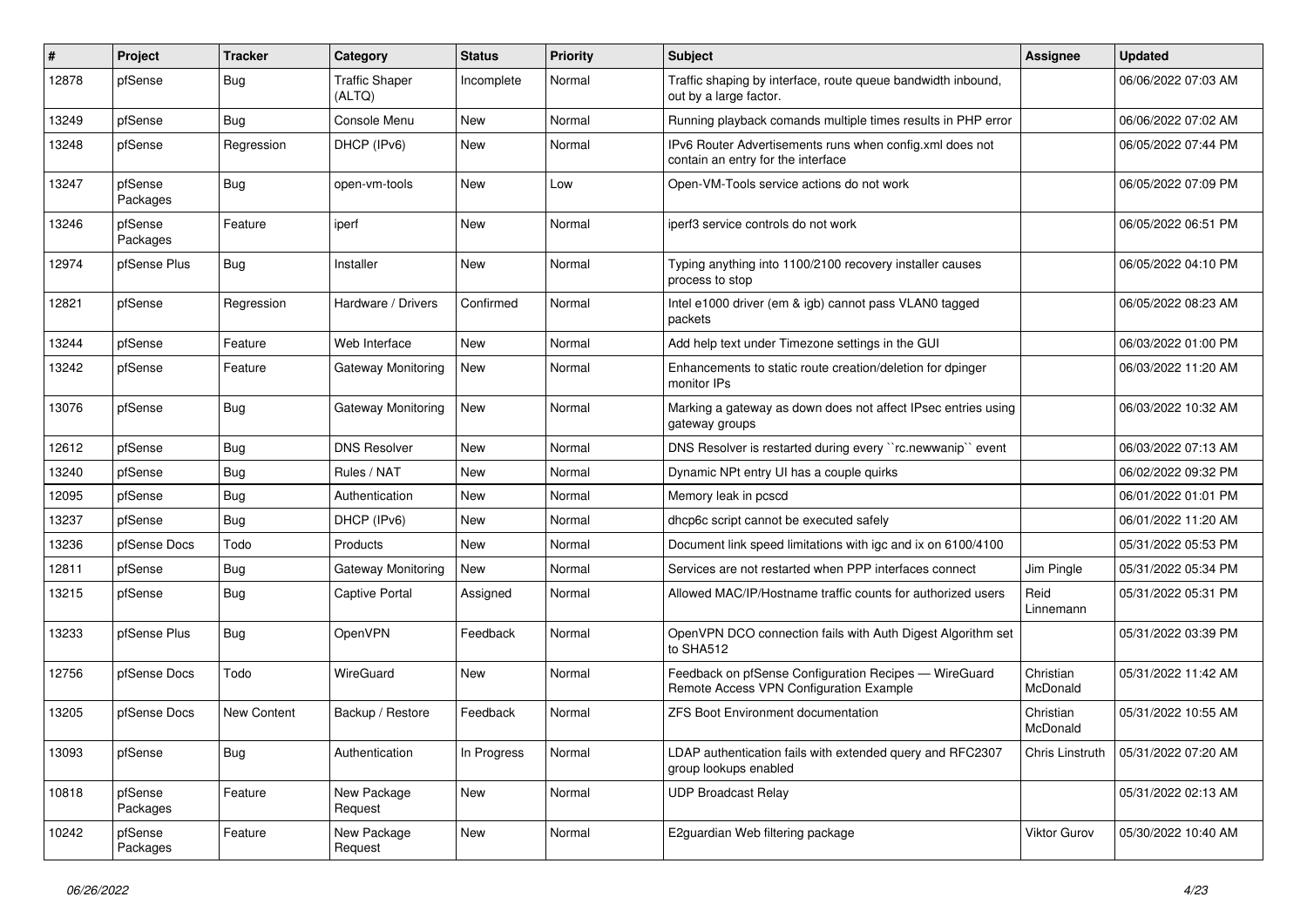| # | Project | Tracker | Category | Status | Priority | Subject | Assignee | Updated |
|---|---|---|---|---|---|---|---|---|
| 12878 | pfSense | Bug | Traffic Shaper (ALTQ) | Incomplete | Normal | Traffic shaping by interface, route queue bandwidth inbound, out by a large factor. | | 06/06/2022 07:03 AM |
| 13249 | pfSense | Bug | Console Menu | New | Normal | Running playback comands multiple times results in PHP error | | 06/06/2022 07:02 AM |
| 13248 | pfSense | Regression | DHCP (IPv6) | New | Normal | IPv6 Router Advertisements runs when config.xml does not contain an entry for the interface | | 06/05/2022 07:44 PM |
| 13247 | pfSense Packages | Bug | open-vm-tools | New | Low | Open-VM-Tools service actions do not work | | 06/05/2022 07:09 PM |
| 13246 | pfSense Packages | Feature | iperf | New | Normal | iperf3 service controls do not work | | 06/05/2022 06:51 PM |
| 12974 | pfSense Plus | Bug | Installer | New | Normal | Typing anything into 1100/2100 recovery installer causes process to stop | | 06/05/2022 04:10 PM |
| 12821 | pfSense | Regression | Hardware / Drivers | Confirmed | Normal | Intel e1000 driver (em & igb) cannot pass VLAN0 tagged packets | | 06/05/2022 08:23 AM |
| 13244 | pfSense | Feature | Web Interface | New | Normal | Add help text under Timezone settings in the GUI | | 06/03/2022 01:00 PM |
| 13242 | pfSense | Feature | Gateway Monitoring | New | Normal | Enhancements to static route creation/deletion for dpinger monitor IPs | | 06/03/2022 11:20 AM |
| 13076 | pfSense | Bug | Gateway Monitoring | New | Normal | Marking a gateway as down does not affect IPsec entries using gateway groups | | 06/03/2022 10:32 AM |
| 12612 | pfSense | Bug | DNS Resolver | New | Normal | DNS Resolver is restarted during every ``rc.newwanip`` event | | 06/03/2022 07:13 AM |
| 13240 | pfSense | Bug | Rules / NAT | New | Normal | Dynamic NPt entry UI has a couple quirks | | 06/02/2022 09:32 PM |
| 12095 | pfSense | Bug | Authentication | New | Normal | Memory leak in pcscd | | 06/01/2022 01:01 PM |
| 13237 | pfSense | Bug | DHCP (IPv6) | New | Normal | dhcp6c script cannot be executed safely | | 06/01/2022 11:20 AM |
| 13236 | pfSense Docs | Todo | Products | New | Normal | Document link speed limitations with igc and ix on 6100/4100 | | 05/31/2022 05:53 PM |
| 12811 | pfSense | Bug | Gateway Monitoring | New | Normal | Services are not restarted when PPP interfaces connect | Jim Pingle | 05/31/2022 05:34 PM |
| 13215 | pfSense | Bug | Captive Portal | Assigned | Normal | Allowed MAC/IP/Hostname traffic counts for authorized users | Reid Linnemann | 05/31/2022 05:31 PM |
| 13233 | pfSense Plus | Bug | OpenVPN | Feedback | Normal | OpenVPN DCO connection fails with Auth Digest Algorithm set to SHA512 | | 05/31/2022 03:39 PM |
| 12756 | pfSense Docs | Todo | WireGuard | New | Normal | Feedback on pfSense Configuration Recipes — WireGuard Remote Access VPN Configuration Example | Christian McDonald | 05/31/2022 11:42 AM |
| 13205 | pfSense Docs | New Content | Backup / Restore | Feedback | Normal | ZFS Boot Environment documentation | Christian McDonald | 05/31/2022 10:55 AM |
| 13093 | pfSense | Bug | Authentication | In Progress | Normal | LDAP authentication fails with extended query and RFC2307 group lookups enabled | Chris Linstruth | 05/31/2022 07:20 AM |
| 10818 | pfSense Packages | Feature | New Package Request | New | Normal | UDP Broadcast Relay | | 05/31/2022 02:13 AM |
| 10242 | pfSense Packages | Feature | New Package Request | New | Normal | E2guardian Web filtering package | Viktor Gurov | 05/30/2022 10:40 AM |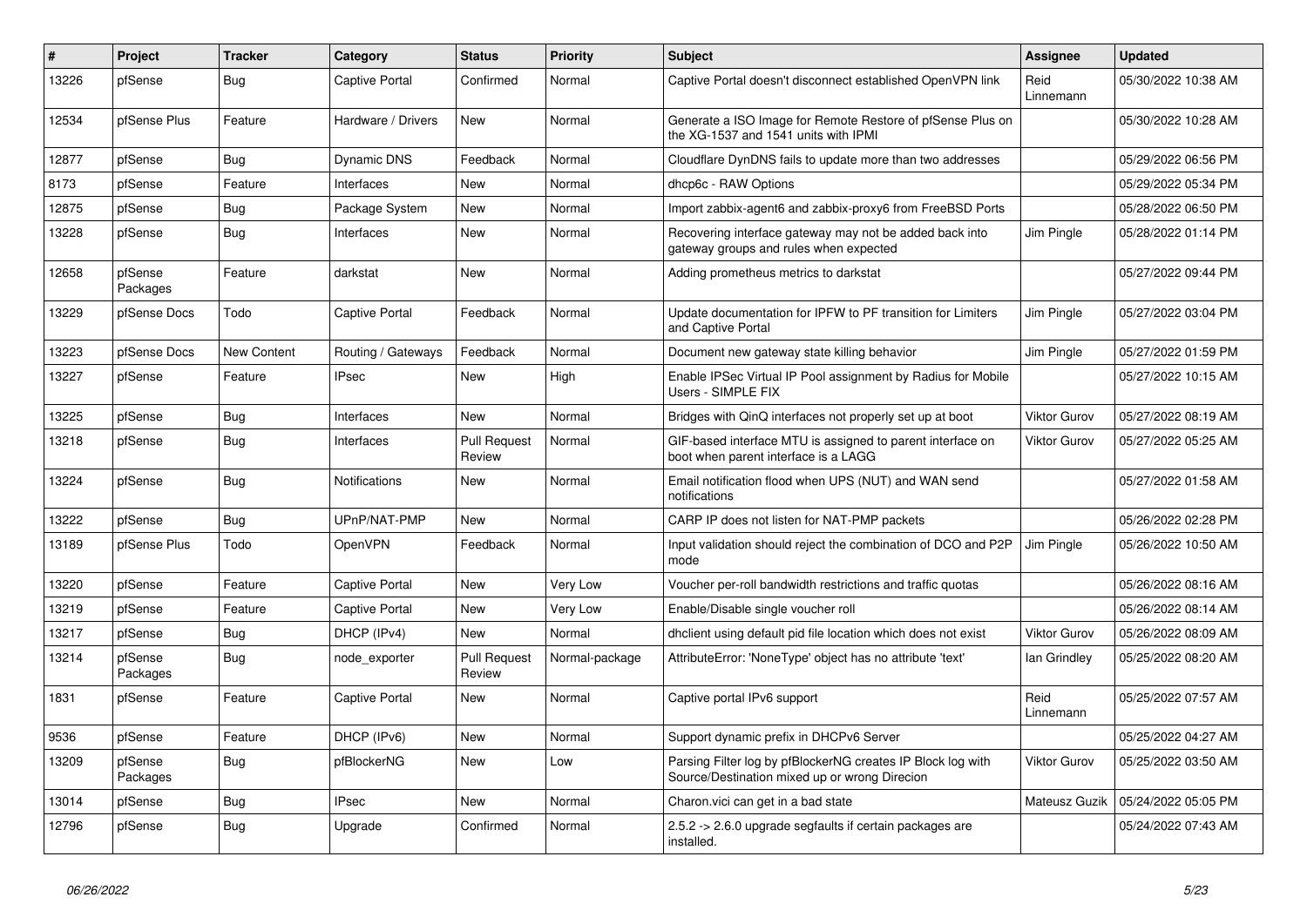| # | Project | Tracker | Category | Status | Priority | Subject | Assignee | Updated |
|---|---|---|---|---|---|---|---|---|
| 13226 | pfSense | Bug | Captive Portal | Confirmed | Normal | Captive Portal doesn't disconnect established OpenVPN link | Reid Linnemann | 05/30/2022 10:38 AM |
| 12534 | pfSense Plus | Feature | Hardware / Drivers | New | Normal | Generate a ISO Image for Remote Restore of pfSense Plus on the XG-1537 and 1541 units with IPMI | | 05/30/2022 10:28 AM |
| 12877 | pfSense | Bug | Dynamic DNS | Feedback | Normal | Cloudflare DynDNS fails to update more than two addresses | | 05/29/2022 06:56 PM |
| 8173 | pfSense | Feature | Interfaces | New | Normal | dhcp6c - RAW Options | | 05/29/2022 05:34 PM |
| 12875 | pfSense | Bug | Package System | New | Normal | Import zabbix-agent6 and zabbix-proxy6 from FreeBSD Ports | | 05/28/2022 06:50 PM |
| 13228 | pfSense | Bug | Interfaces | New | Normal | Recovering interface gateway may not be added back into gateway groups and rules when expected | Jim Pingle | 05/28/2022 01:14 PM |
| 12658 | pfSense Packages | Feature | darkstat | New | Normal | Adding prometheus metrics to darkstat | | 05/27/2022 09:44 PM |
| 13229 | pfSense Docs | Todo | Captive Portal | Feedback | Normal | Update documentation for IPFW to PF transition for Limiters and Captive Portal | Jim Pingle | 05/27/2022 03:04 PM |
| 13223 | pfSense Docs | New Content | Routing / Gateways | Feedback | Normal | Document new gateway state killing behavior | Jim Pingle | 05/27/2022 01:59 PM |
| 13227 | pfSense | Feature | IPsec | New | High | Enable IPSec Virtual IP Pool assignment by Radius for Mobile Users - SIMPLE FIX | | 05/27/2022 10:15 AM |
| 13225 | pfSense | Bug | Interfaces | New | Normal | Bridges with QinQ interfaces not properly set up at boot | Viktor Gurov | 05/27/2022 08:19 AM |
| 13218 | pfSense | Bug | Interfaces | Pull Request Review | Normal | GIF-based interface MTU is assigned to parent interface on boot when parent interface is a LAGG | Viktor Gurov | 05/27/2022 05:25 AM |
| 13224 | pfSense | Bug | Notifications | New | Normal | Email notification flood when UPS (NUT) and WAN send notifications | | 05/27/2022 01:58 AM |
| 13222 | pfSense | Bug | UPnP/NAT-PMP | New | Normal | CARP IP does not listen for NAT-PMP packets | | 05/26/2022 02:28 PM |
| 13189 | pfSense Plus | Todo | OpenVPN | Feedback | Normal | Input validation should reject the combination of DCO and P2P mode | Jim Pingle | 05/26/2022 10:50 AM |
| 13220 | pfSense | Feature | Captive Portal | New | Very Low | Voucher per-roll bandwidth restrictions and traffic quotas | | 05/26/2022 08:16 AM |
| 13219 | pfSense | Feature | Captive Portal | New | Very Low | Enable/Disable single voucher roll | | 05/26/2022 08:14 AM |
| 13217 | pfSense | Bug | DHCP (IPv4) | New | Normal | dhclient using default pid file location which does not exist | Viktor Gurov | 05/26/2022 08:09 AM |
| 13214 | pfSense Packages | Bug | node_exporter | Pull Request Review | Normal-package | AttributeError: 'NoneType' object has no attribute 'text' | Ian Grindley | 05/25/2022 08:20 AM |
| 1831 | pfSense | Feature | Captive Portal | New | Normal | Captive portal IPv6 support | Reid Linnemann | 05/25/2022 07:57 AM |
| 9536 | pfSense | Feature | DHCP (IPv6) | New | Normal | Support dynamic prefix in DHCPv6 Server | | 05/25/2022 04:27 AM |
| 13209 | pfSense Packages | Bug | pfBlockerNG | New | Low | Parsing Filter log by pfBlockerNG creates IP Block log with Source/Destination mixed up or wrong Direcion | Viktor Gurov | 05/25/2022 03:50 AM |
| 13014 | pfSense | Bug | IPsec | New | Normal | Charon.vici can get in a bad state | Mateusz Guzik | 05/24/2022 05:05 PM |
| 12796 | pfSense | Bug | Upgrade | Confirmed | Normal | 2.5.2 -> 2.6.0 upgrade segfaults if certain packages are installed. | | 05/24/2022 07:43 AM |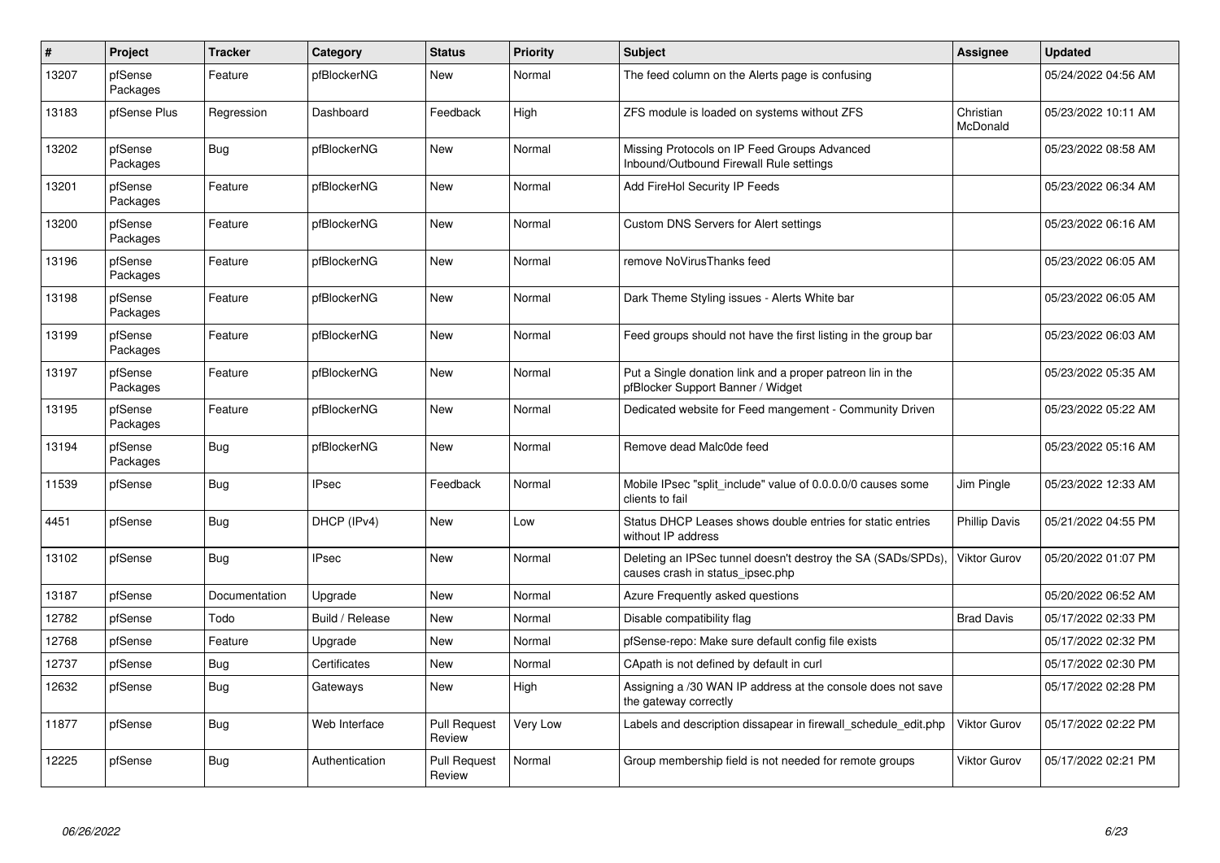| # | Project | Tracker | Category | Status | Priority | Subject | Assignee | Updated |
|---|---|---|---|---|---|---|---|---|
| 13207 | pfSense Packages | Feature | pfBlockerNG | New | Normal | The feed column on the Alerts page is confusing | | 05/24/2022 04:56 AM |
| 13183 | pfSense Plus | Regression | Dashboard | Feedback | High | ZFS module is loaded on systems without ZFS | Christian McDonald | 05/23/2022 10:11 AM |
| 13202 | pfSense Packages | Bug | pfBlockerNG | New | Normal | Missing Protocols on IP Feed Groups Advanced Inbound/Outbound Firewall Rule settings | | 05/23/2022 08:58 AM |
| 13201 | pfSense Packages | Feature | pfBlockerNG | New | Normal | Add FireHol Security IP Feeds | | 05/23/2022 06:34 AM |
| 13200 | pfSense Packages | Feature | pfBlockerNG | New | Normal | Custom DNS Servers for Alert settings | | 05/23/2022 06:16 AM |
| 13196 | pfSense Packages | Feature | pfBlockerNG | New | Normal | remove NoVirusThanks feed | | 05/23/2022 06:05 AM |
| 13198 | pfSense Packages | Feature | pfBlockerNG | New | Normal | Dark Theme Styling issues - Alerts White bar | | 05/23/2022 06:05 AM |
| 13199 | pfSense Packages | Feature | pfBlockerNG | New | Normal | Feed groups should not have the first listing in the group bar | | 05/23/2022 06:03 AM |
| 13197 | pfSense Packages | Feature | pfBlockerNG | New | Normal | Put a Single donation link and a proper patreon lin in the pfBlocker Support Banner / Widget | | 05/23/2022 05:35 AM |
| 13195 | pfSense Packages | Feature | pfBlockerNG | New | Normal | Dedicated website for Feed mangement - Community Driven | | 05/23/2022 05:22 AM |
| 13194 | pfSense Packages | Bug | pfBlockerNG | New | Normal | Remove dead Malc0de feed | | 05/23/2022 05:16 AM |
| 11539 | pfSense | Bug | IPsec | Feedback | Normal | Mobile IPsec "split_include" value of 0.0.0.0/0 causes some clients to fail | Jim Pingle | 05/23/2022 12:33 AM |
| 4451 | pfSense | Bug | DHCP (IPv4) | New | Low | Status DHCP Leases shows double entries for static entries without IP address | Phillip Davis | 05/21/2022 04:55 PM |
| 13102 | pfSense | Bug | IPsec | New | Normal | Deleting an IPSec tunnel doesn't destroy the SA (SADs/SPDs), causes crash in status_ipsec.php | Viktor Gurov | 05/20/2022 01:07 PM |
| 13187 | pfSense | Documentation | Upgrade | New | Normal | Azure Frequently asked questions | | 05/20/2022 06:52 AM |
| 12782 | pfSense | Todo | Build / Release | New | Normal | Disable compatibility flag | Brad Davis | 05/17/2022 02:33 PM |
| 12768 | pfSense | Feature | Upgrade | New | Normal | pfSense-repo: Make sure default config file exists | | 05/17/2022 02:32 PM |
| 12737 | pfSense | Bug | Certificates | New | Normal | CApath is not defined by default in curl | | 05/17/2022 02:30 PM |
| 12632 | pfSense | Bug | Gateways | New | High | Assigning a /30 WAN IP address at the console does not save the gateway correctly | | 05/17/2022 02:28 PM |
| 11877 | pfSense | Bug | Web Interface | Pull Request Review | Very Low | Labels and description dissapear in firewall_schedule_edit.php | Viktor Gurov | 05/17/2022 02:22 PM |
| 12225 | pfSense | Bug | Authentication | Pull Request Review | Normal | Group membership field is not needed for remote groups | Viktor Gurov | 05/17/2022 02:21 PM |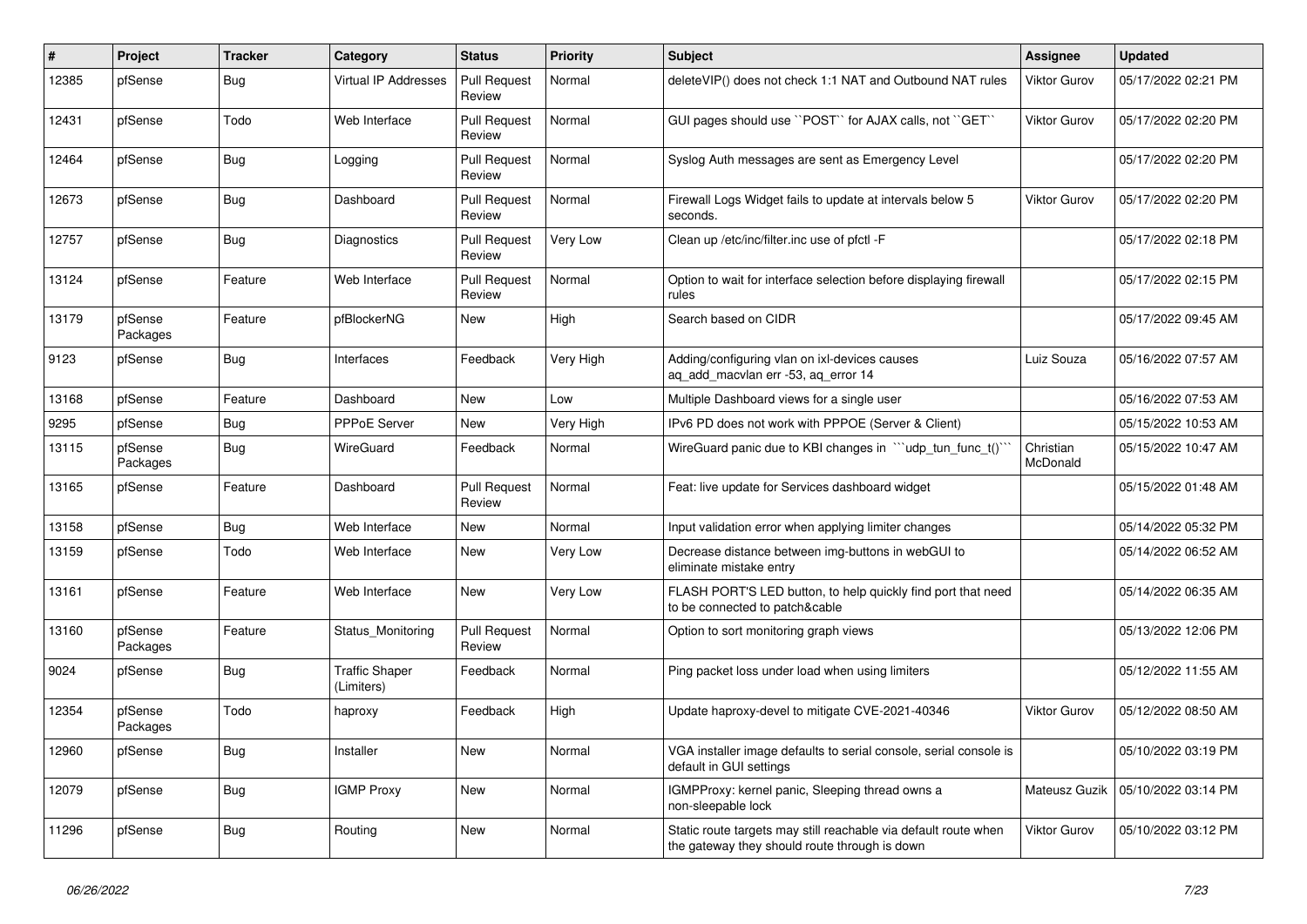| # | Project | Tracker | Category | Status | Priority | Subject | Assignee | Updated |
|---|---|---|---|---|---|---|---|---|
| 12385 | pfSense | Bug | Virtual IP Addresses | Pull Request Review | Normal | deleteVIP() does not check 1:1 NAT and Outbound NAT rules | Viktor Gurov | 05/17/2022 02:21 PM |
| 12431 | pfSense | Todo | Web Interface | Pull Request Review | Normal | GUI pages should use ``POST`` for AJAX calls, not ``GET`` | Viktor Gurov | 05/17/2022 02:20 PM |
| 12464 | pfSense | Bug | Logging | Pull Request Review | Normal | Syslog Auth messages are sent as Emergency Level | | 05/17/2022 02:20 PM |
| 12673 | pfSense | Bug | Dashboard | Pull Request Review | Normal | Firewall Logs Widget fails to update at intervals below 5 seconds. | Viktor Gurov | 05/17/2022 02:20 PM |
| 12757 | pfSense | Bug | Diagnostics | Pull Request Review | Very Low | Clean up /etc/inc/filter.inc use of pfctl -F | | 05/17/2022 02:18 PM |
| 13124 | pfSense | Feature | Web Interface | Pull Request Review | Normal | Option to wait for interface selection before displaying firewall rules | | 05/17/2022 02:15 PM |
| 13179 | pfSense Packages | Feature | pfBlockerNG | New | High | Search based on CIDR | | 05/17/2022 09:45 AM |
| 9123 | pfSense | Bug | Interfaces | Feedback | Very High | Adding/configuring vlan on ixl-devices causes aq_add_macvlan err -53, aq_error 14 | Luiz Souza | 05/16/2022 07:57 AM |
| 13168 | pfSense | Feature | Dashboard | New | Low | Multiple Dashboard views for a single user | | 05/16/2022 07:53 AM |
| 9295 | pfSense | Bug | PPPoE Server | New | Very High | IPv6 PD does not work with PPPOE (Server & Client) | | 05/15/2022 10:53 AM |
| 13115 | pfSense Packages | Bug | WireGuard | Feedback | Normal | WireGuard panic due to KBI changes in ```udp_tun_func_t()``` | Christian McDonald | 05/15/2022 10:47 AM |
| 13165 | pfSense | Feature | Dashboard | Pull Request Review | Normal | Feat: live update for Services dashboard widget | | 05/15/2022 01:48 AM |
| 13158 | pfSense | Bug | Web Interface | New | Normal | Input validation error when applying limiter changes | | 05/14/2022 05:32 PM |
| 13159 | pfSense | Todo | Web Interface | New | Very Low | Decrease distance between img-buttons in webGUI to eliminate mistake entry | | 05/14/2022 06:52 AM |
| 13161 | pfSense | Feature | Web Interface | New | Very Low | FLASH PORT'S LED button, to help quickly find port that need to be connected to patch&cable | | 05/14/2022 06:35 AM |
| 13160 | pfSense Packages | Feature | Status_Monitoring | Pull Request Review | Normal | Option to sort monitoring graph views | | 05/13/2022 12:06 PM |
| 9024 | pfSense | Bug | Traffic Shaper (Limiters) | Feedback | Normal | Ping packet loss under load when using limiters | | 05/12/2022 11:55 AM |
| 12354 | pfSense Packages | Todo | haproxy | Feedback | High | Update haproxy-devel to mitigate CVE-2021-40346 | Viktor Gurov | 05/12/2022 08:50 AM |
| 12960 | pfSense | Bug | Installer | New | Normal | VGA installer image defaults to serial console, serial console is default in GUI settings | | 05/10/2022 03:19 PM |
| 12079 | pfSense | Bug | IGMP Proxy | New | Normal | IGMPProxy: kernel panic, Sleeping thread owns a non-sleepable lock | Mateusz Guzik | 05/10/2022 03:14 PM |
| 11296 | pfSense | Bug | Routing | New | Normal | Static route targets may still reachable via default route when the gateway they should route through is down | Viktor Gurov | 05/10/2022 03:12 PM |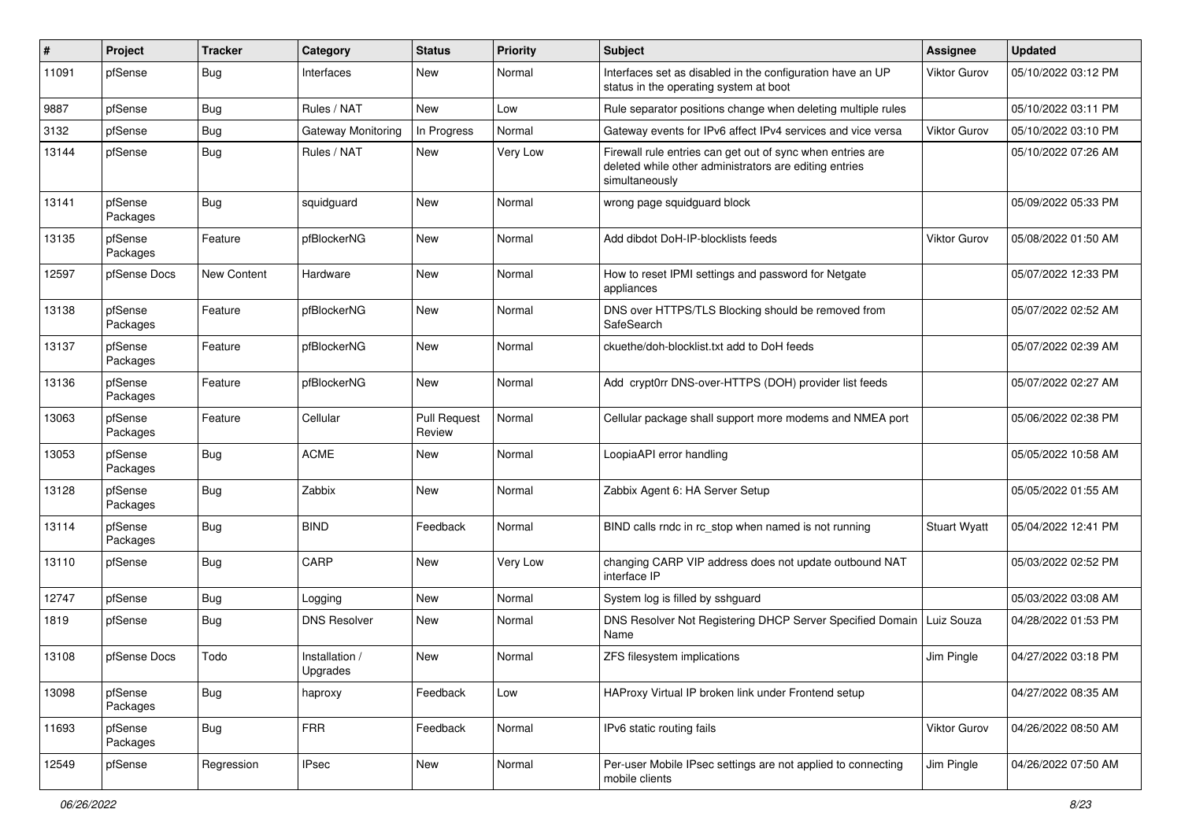| # | Project | Tracker | Category | Status | Priority | Subject | Assignee | Updated |
|---|---|---|---|---|---|---|---|---|
| 11091 | pfSense | Bug | Interfaces | New | Normal | Interfaces set as disabled in the configuration have an UP status in the operating system at boot | Viktor Gurov | 05/10/2022 03:12 PM |
| 9887 | pfSense | Bug | Rules / NAT | New | Low | Rule separator positions change when deleting multiple rules | | 05/10/2022 03:11 PM |
| 3132 | pfSense | Bug | Gateway Monitoring | In Progress | Normal | Gateway events for IPv6 affect IPv4 services and vice versa | Viktor Gurov | 05/10/2022 03:10 PM |
| 13144 | pfSense | Bug | Rules / NAT | New | Very Low | Firewall rule entries can get out of sync when entries are deleted while other administrators are editing entries simultaneously | | 05/10/2022 07:26 AM |
| 13141 | pfSense Packages | Bug | squidguard | New | Normal | wrong page squidguard block | | 05/09/2022 05:33 PM |
| 13135 | pfSense Packages | Feature | pfBlockerNG | New | Normal | Add dibdot DoH-IP-blocklists feeds | Viktor Gurov | 05/08/2022 01:50 AM |
| 12597 | pfSense Docs | New Content | Hardware | New | Normal | How to reset IPMI settings and password for Netgate appliances | | 05/07/2022 12:33 PM |
| 13138 | pfSense Packages | Feature | pfBlockerNG | New | Normal | DNS over HTTPS/TLS Blocking should be removed from SafeSearch | | 05/07/2022 02:52 AM |
| 13137 | pfSense Packages | Feature | pfBlockerNG | New | Normal | ckuethe/doh-blocklist.txt add to DoH feeds | | 05/07/2022 02:39 AM |
| 13136 | pfSense Packages | Feature | pfBlockerNG | New | Normal | Add crypt0rr DNS-over-HTTPS (DOH) provider list feeds | | 05/07/2022 02:27 AM |
| 13063 | pfSense Packages | Feature | Cellular | Pull Request Review | Normal | Cellular package shall support more modems and NMEA port | | 05/06/2022 02:38 PM |
| 13053 | pfSense Packages | Bug | ACME | New | Normal | LoopiaAPI error handling | | 05/05/2022 10:58 AM |
| 13128 | pfSense Packages | Bug | Zabbix | New | Normal | Zabbix Agent 6: HA Server Setup | | 05/05/2022 01:55 AM |
| 13114 | pfSense Packages | Bug | BIND | Feedback | Normal | BIND calls rndc in rc_stop when named is not running | Stuart Wyatt | 05/04/2022 12:41 PM |
| 13110 | pfSense | Bug | CARP | New | Very Low | changing CARP VIP address does not update outbound NAT interface IP | | 05/03/2022 02:52 PM |
| 12747 | pfSense | Bug | Logging | New | Normal | System log is filled by sshguard | | 05/03/2022 03:08 AM |
| 1819 | pfSense | Bug | DNS Resolver | New | Normal | DNS Resolver Not Registering DHCP Server Specified Domain Name | Luiz Souza | 04/28/2022 01:53 PM |
| 13108 | pfSense Docs | Todo | Installation / Upgrades | New | Normal | ZFS filesystem implications | Jim Pingle | 04/27/2022 03:18 PM |
| 13098 | pfSense Packages | Bug | haproxy | Feedback | Low | HAProxy Virtual IP broken link under Frontend setup | | 04/27/2022 08:35 AM |
| 11693 | pfSense Packages | Bug | FRR | Feedback | Normal | IPv6 static routing fails | Viktor Gurov | 04/26/2022 08:50 AM |
| 12549 | pfSense | Regression | IPsec | New | Normal | Per-user Mobile IPsec settings are not applied to connecting mobile clients | Jim Pingle | 04/26/2022 07:50 AM |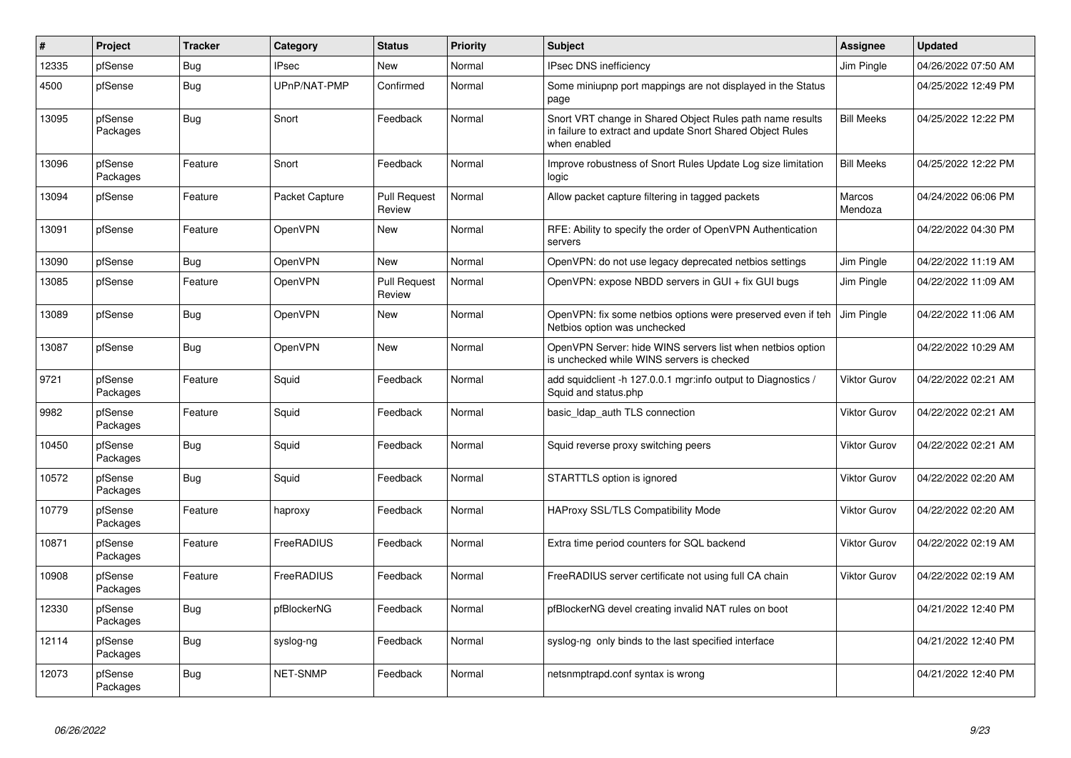| # | Project | Tracker | Category | Status | Priority | Subject | Assignee | Updated |
|---|---|---|---|---|---|---|---|---|
| 12335 | pfSense | Bug | IPsec | New | Normal | IPsec DNS inefficiency | Jim Pingle | 04/26/2022 07:50 AM |
| 4500 | pfSense | Bug | UPnP/NAT-PMP | Confirmed | Normal | Some miniupnp port mappings are not displayed in the Status page | | 04/25/2022 12:49 PM |
| 13095 | pfSense Packages | Bug | Snort | Feedback | Normal | Snort VRT change in Shared Object Rules path name results in failure to extract and update Snort Shared Object Rules when enabled | Bill Meeks | 04/25/2022 12:22 PM |
| 13096 | pfSense Packages | Feature | Snort | Feedback | Normal | Improve robustness of Snort Rules Update Log size limitation logic | Bill Meeks | 04/25/2022 12:22 PM |
| 13094 | pfSense | Feature | Packet Capture | Pull Request Review | Normal | Allow packet capture filtering in tagged packets | Marcos Mendoza | 04/24/2022 06:06 PM |
| 13091 | pfSense | Feature | OpenVPN | New | Normal | RFE: Ability to specify the order of OpenVPN Authentication servers | | 04/22/2022 04:30 PM |
| 13090 | pfSense | Bug | OpenVPN | New | Normal | OpenVPN: do not use legacy deprecated netbios settings | Jim Pingle | 04/22/2022 11:19 AM |
| 13085 | pfSense | Feature | OpenVPN | Pull Request Review | Normal | OpenVPN: expose NBDD servers in GUI + fix GUI bugs | Jim Pingle | 04/22/2022 11:09 AM |
| 13089 | pfSense | Bug | OpenVPN | New | Normal | OpenVPN: fix some netbios options were preserved even if teh Netbios option was unchecked | Jim Pingle | 04/22/2022 11:06 AM |
| 13087 | pfSense | Bug | OpenVPN | New | Normal | OpenVPN Server: hide WINS servers list when netbios option is unchecked while WINS servers is checked | | 04/22/2022 10:29 AM |
| 9721 | pfSense Packages | Feature | Squid | Feedback | Normal | add squidclient -h 127.0.0.1 mgr:info output to Diagnostics / Squid and status.php | Viktor Gurov | 04/22/2022 02:21 AM |
| 9982 | pfSense Packages | Feature | Squid | Feedback | Normal | basic_ldap_auth TLS connection | Viktor Gurov | 04/22/2022 02:21 AM |
| 10450 | pfSense Packages | Bug | Squid | Feedback | Normal | Squid reverse proxy switching peers | Viktor Gurov | 04/22/2022 02:21 AM |
| 10572 | pfSense Packages | Bug | Squid | Feedback | Normal | STARTTLS option is ignored | Viktor Gurov | 04/22/2022 02:20 AM |
| 10779 | pfSense Packages | Feature | haproxy | Feedback | Normal | HAProxy SSL/TLS Compatibility Mode | Viktor Gurov | 04/22/2022 02:20 AM |
| 10871 | pfSense Packages | Feature | FreeRADIUS | Feedback | Normal | Extra time period counters for SQL backend | Viktor Gurov | 04/22/2022 02:19 AM |
| 10908 | pfSense Packages | Feature | FreeRADIUS | Feedback | Normal | FreeRADIUS server certificate not using full CA chain | Viktor Gurov | 04/22/2022 02:19 AM |
| 12330 | pfSense Packages | Bug | pfBlockerNG | Feedback | Normal | pfBlockerNG devel creating invalid NAT rules on boot | | 04/21/2022 12:40 PM |
| 12114 | pfSense Packages | Bug | syslog-ng | Feedback | Normal | syslog-ng only binds to the last specified interface | | 04/21/2022 12:40 PM |
| 12073 | pfSense Packages | Bug | NET-SNMP | Feedback | Normal | netsnmptrapd.conf syntax is wrong | | 04/21/2022 12:40 PM |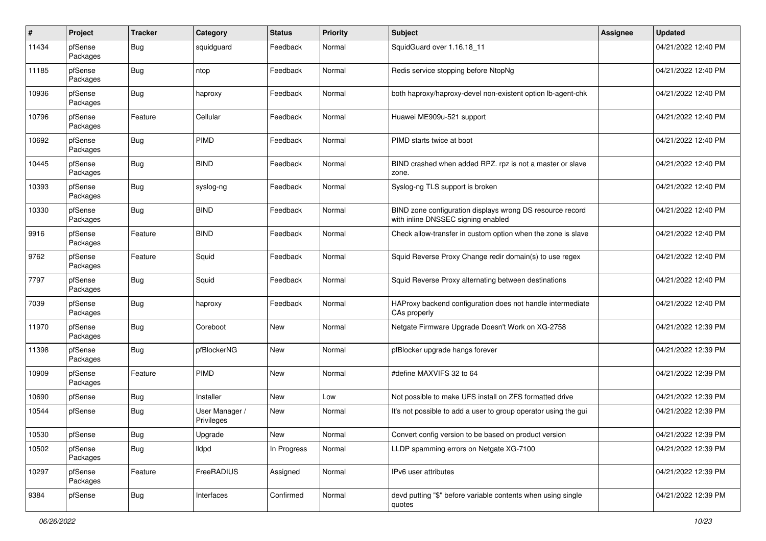| # | Project | Tracker | Category | Status | Priority | Subject | Assignee | Updated |
|---|---|---|---|---|---|---|---|---|
| 11434 | pfSense Packages | Bug | squidguard | Feedback | Normal | SquidGuard over 1.16.18_11 | | 04/21/2022 12:40 PM |
| 11185 | pfSense Packages | Bug | ntop | Feedback | Normal | Redis service stopping before NtopNg | | 04/21/2022 12:40 PM |
| 10936 | pfSense Packages | Bug | haproxy | Feedback | Normal | both haproxy/haproxy-devel non-existent option lb-agent-chk | | 04/21/2022 12:40 PM |
| 10796 | pfSense Packages | Feature | Cellular | Feedback | Normal | Huawei ME909u-521 support | | 04/21/2022 12:40 PM |
| 10692 | pfSense Packages | Bug | PIMD | Feedback | Normal | PIMD starts twice at boot | | 04/21/2022 12:40 PM |
| 10445 | pfSense Packages | Bug | BIND | Feedback | Normal | BIND crashed when added RPZ. rpz is not a master or slave zone. | | 04/21/2022 12:40 PM |
| 10393 | pfSense Packages | Bug | syslog-ng | Feedback | Normal | Syslog-ng TLS support is broken | | 04/21/2022 12:40 PM |
| 10330 | pfSense Packages | Bug | BIND | Feedback | Normal | BIND zone configuration displays wrong DS resource record with inline DNSSEC signing enabled | | 04/21/2022 12:40 PM |
| 9916 | pfSense Packages | Feature | BIND | Feedback | Normal | Check allow-transfer in custom option when the zone is slave | | 04/21/2022 12:40 PM |
| 9762 | pfSense Packages | Feature | Squid | Feedback | Normal | Squid Reverse Proxy Change redir domain(s) to use regex | | 04/21/2022 12:40 PM |
| 7797 | pfSense Packages | Bug | Squid | Feedback | Normal | Squid Reverse Proxy alternating between destinations | | 04/21/2022 12:40 PM |
| 7039 | pfSense Packages | Bug | haproxy | Feedback | Normal | HAProxy backend configuration does not handle intermediate CAs properly | | 04/21/2022 12:40 PM |
| 11970 | pfSense Packages | Bug | Coreboot | New | Normal | Netgate Firmware Upgrade Doesn't Work on XG-2758 | | 04/21/2022 12:39 PM |
| 11398 | pfSense Packages | Bug | pfBlockerNG | New | Normal | pfBlocker upgrade hangs forever | | 04/21/2022 12:39 PM |
| 10909 | pfSense Packages | Feature | PIMD | New | Normal | #define MAXVIFS 32 to 64 | | 04/21/2022 12:39 PM |
| 10690 | pfSense | Bug | Installer | New | Low | Not possible to make UFS install on ZFS formatted drive | | 04/21/2022 12:39 PM |
| 10544 | pfSense | Bug | User Manager / Privileges | New | Normal | It's not possible to add a user to group operator using the gui | | 04/21/2022 12:39 PM |
| 10530 | pfSense | Bug | Upgrade | New | Normal | Convert config version to be based on product version | | 04/21/2022 12:39 PM |
| 10502 | pfSense Packages | Bug | lldpd | In Progress | Normal | LLDP spamming errors on Netgate XG-7100 | | 04/21/2022 12:39 PM |
| 10297 | pfSense Packages | Feature | FreeRADIUS | Assigned | Normal | IPv6 user attributes | | 04/21/2022 12:39 PM |
| 9384 | pfSense | Bug | Interfaces | Confirmed | Normal | devd putting "$" before variable contents when using single quotes | | 04/21/2022 12:39 PM |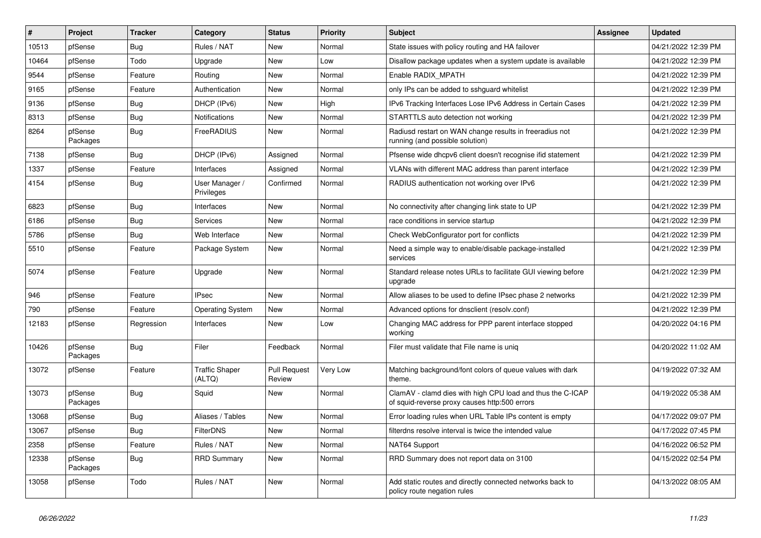| # | Project | Tracker | Category | Status | Priority | Subject | Assignee | Updated |
|---|---|---|---|---|---|---|---|---|
| 10513 | pfSense | Bug | Rules / NAT | New | Normal | State issues with policy routing and HA failover | | 04/21/2022 12:39 PM |
| 10464 | pfSense | Todo | Upgrade | New | Low | Disallow package updates when a system update is available | | 04/21/2022 12:39 PM |
| 9544 | pfSense | Feature | Routing | New | Normal | Enable RADIX_MPATH | | 04/21/2022 12:39 PM |
| 9165 | pfSense | Feature | Authentication | New | Normal | only IPs can be added to sshguard whitelist | | 04/21/2022 12:39 PM |
| 9136 | pfSense | Bug | DHCP (IPv6) | New | High | IPv6 Tracking Interfaces Lose IPv6 Address in Certain Cases | | 04/21/2022 12:39 PM |
| 8313 | pfSense | Bug | Notifications | New | Normal | STARTTLS auto detection not working | | 04/21/2022 12:39 PM |
| 8264 | pfSense Packages | Bug | FreeRADIUS | New | Normal | Radiusd restart on WAN change results in freeradius not running (and possible solution) | | 04/21/2022 12:39 PM |
| 7138 | pfSense | Bug | DHCP (IPv6) | Assigned | Normal | Pfsense wide dhcpv6 client doesn't recognise ifid statement | | 04/21/2022 12:39 PM |
| 1337 | pfSense | Feature | Interfaces | Assigned | Normal | VLANs with different MAC address than parent interface | | 04/21/2022 12:39 PM |
| 4154 | pfSense | Bug | User Manager / Privileges | Confirmed | Normal | RADIUS authentication not working over IPv6 | | 04/21/2022 12:39 PM |
| 6823 | pfSense | Bug | Interfaces | New | Normal | No connectivity after changing link state to UP | | 04/21/2022 12:39 PM |
| 6186 | pfSense | Bug | Services | New | Normal | race conditions in service startup | | 04/21/2022 12:39 PM |
| 5786 | pfSense | Bug | Web Interface | New | Normal | Check WebConfigurator port for conflicts | | 04/21/2022 12:39 PM |
| 5510 | pfSense | Feature | Package System | New | Normal | Need a simple way to enable/disable package-installed services | | 04/21/2022 12:39 PM |
| 5074 | pfSense | Feature | Upgrade | New | Normal | Standard release notes URLs to facilitate GUI viewing before upgrade | | 04/21/2022 12:39 PM |
| 946 | pfSense | Feature | IPsec | New | Normal | Allow aliases to be used to define IPsec phase 2 networks | | 04/21/2022 12:39 PM |
| 790 | pfSense | Feature | Operating System | New | Normal | Advanced options for dnsclient (resolv.conf) | | 04/21/2022 12:39 PM |
| 12183 | pfSense | Regression | Interfaces | New | Low | Changing MAC address for PPP parent interface stopped working | | 04/20/2022 04:16 PM |
| 10426 | pfSense Packages | Bug | Filer | Feedback | Normal | Filer must validate that File name is uniq | | 04/20/2022 11:02 AM |
| 13072 | pfSense | Feature | Traffic Shaper (ALTQ) | Pull Request Review | Very Low | Matching background/font colors of queue values with dark theme. | | 04/19/2022 07:32 AM |
| 13073 | pfSense Packages | Bug | Squid | New | Normal | ClamAV - clamd dies with high CPU load and thus the C-ICAP of squid-reverse proxy causes http:500 errors | | 04/19/2022 05:38 AM |
| 13068 | pfSense | Bug | Aliases / Tables | New | Normal | Error loading rules when URL Table IPs content is empty | | 04/17/2022 09:07 PM |
| 13067 | pfSense | Bug | FilterDNS | New | Normal | filterdns resolve interval is twice the intended value | | 04/17/2022 07:45 PM |
| 2358 | pfSense | Feature | Rules / NAT | New | Normal | NAT64 Support | | 04/16/2022 06:52 PM |
| 12338 | pfSense Packages | Bug | RRD Summary | New | Normal | RRD Summary does not report data on 3100 | | 04/15/2022 02:54 PM |
| 13058 | pfSense | Todo | Rules / NAT | New | Normal | Add static routes and directly connected networks back to policy route negation rules | | 04/13/2022 08:05 AM |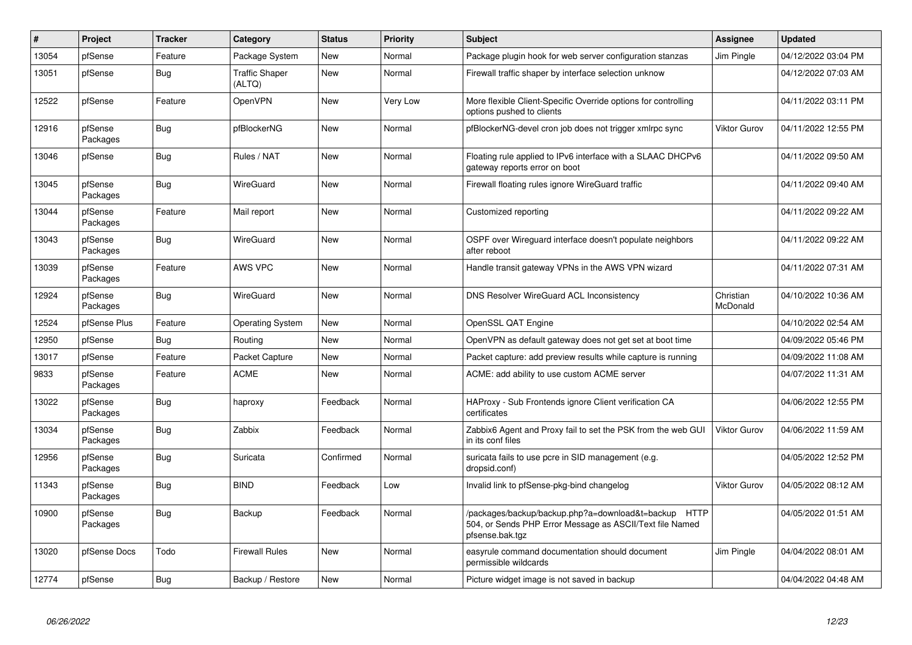| # | Project | Tracker | Category | Status | Priority | Subject | Assignee | Updated |
|---|---|---|---|---|---|---|---|---|
| 13054 | pfSense | Feature | Package System | New | Normal | Package plugin hook for web server configuration stanzas | Jim Pingle | 04/12/2022 03:04 PM |
| 13051 | pfSense | Bug | Traffic Shaper (ALTQ) | New | Normal | Firewall traffic shaper by interface selection unknow | | 04/12/2022 07:03 AM |
| 12522 | pfSense | Feature | OpenVPN | New | Very Low | More flexible Client-Specific Override options for controlling options pushed to clients | | 04/11/2022 03:11 PM |
| 12916 | pfSense Packages | Bug | pfBlockerNG | New | Normal | pfBlockerNG-devel cron job does not trigger xmlrpc sync | Viktor Gurov | 04/11/2022 12:55 PM |
| 13046 | pfSense | Bug | Rules / NAT | New | Normal | Floating rule applied to IPv6 interface with a SLAAC DHCPv6 gateway reports error on boot | | 04/11/2022 09:50 AM |
| 13045 | pfSense Packages | Bug | WireGuard | New | Normal | Firewall floating rules ignore WireGuard traffic | | 04/11/2022 09:40 AM |
| 13044 | pfSense Packages | Feature | Mail report | New | Normal | Customized reporting | | 04/11/2022 09:22 AM |
| 13043 | pfSense Packages | Bug | WireGuard | New | Normal | OSPF over Wireguard interface doesn't populate neighbors after reboot | | 04/11/2022 09:22 AM |
| 13039 | pfSense Packages | Feature | AWS VPC | New | Normal | Handle transit gateway VPNs in the AWS VPN wizard | | 04/11/2022 07:31 AM |
| 12924 | pfSense Packages | Bug | WireGuard | New | Normal | DNS Resolver WireGuard ACL Inconsistency | Christian McDonald | 04/10/2022 10:36 AM |
| 12524 | pfSense Plus | Feature | Operating System | New | Normal | OpenSSL QAT Engine | | 04/10/2022 02:54 AM |
| 12950 | pfSense | Bug | Routing | New | Normal | OpenVPN as default gateway does not get set at boot time | | 04/09/2022 05:46 PM |
| 13017 | pfSense | Feature | Packet Capture | New | Normal | Packet capture: add preview results while capture is running | | 04/09/2022 11:08 AM |
| 9833 | pfSense Packages | Feature | ACME | New | Normal | ACME: add ability to use custom ACME server | | 04/07/2022 11:31 AM |
| 13022 | pfSense Packages | Bug | haproxy | Feedback | Normal | HAProxy - Sub Frontends ignore Client verification CA certificates | | 04/06/2022 12:55 PM |
| 13034 | pfSense Packages | Bug | Zabbix | Feedback | Normal | Zabbix6 Agent and Proxy fail to set the PSK from the web GUI in its conf files | Viktor Gurov | 04/06/2022 11:59 AM |
| 12956 | pfSense Packages | Bug | Suricata | Confirmed | Normal | suricata fails to use pcre in SID management (e.g. dropsid.conf) | | 04/05/2022 12:52 PM |
| 11343 | pfSense Packages | Bug | BIND | Feedback | Low | Invalid link to pfSense-pkg-bind changelog | Viktor Gurov | 04/05/2022 08:12 AM |
| 10900 | pfSense Packages | Bug | Backup | Feedback | Normal | /packages/backup/backup.php?a=download&t=backup HTTP 504, or Sends PHP Error Message as ASCII/Text file Named pfsense.bak.tgz | | 04/05/2022 01:51 AM |
| 13020 | pfSense Docs | Todo | Firewall Rules | New | Normal | easyrule command documentation should document permissible wildcards | Jim Pingle | 04/04/2022 08:01 AM |
| 12774 | pfSense | Bug | Backup / Restore | New | Normal | Picture widget image is not saved in backup | | 04/04/2022 04:48 AM |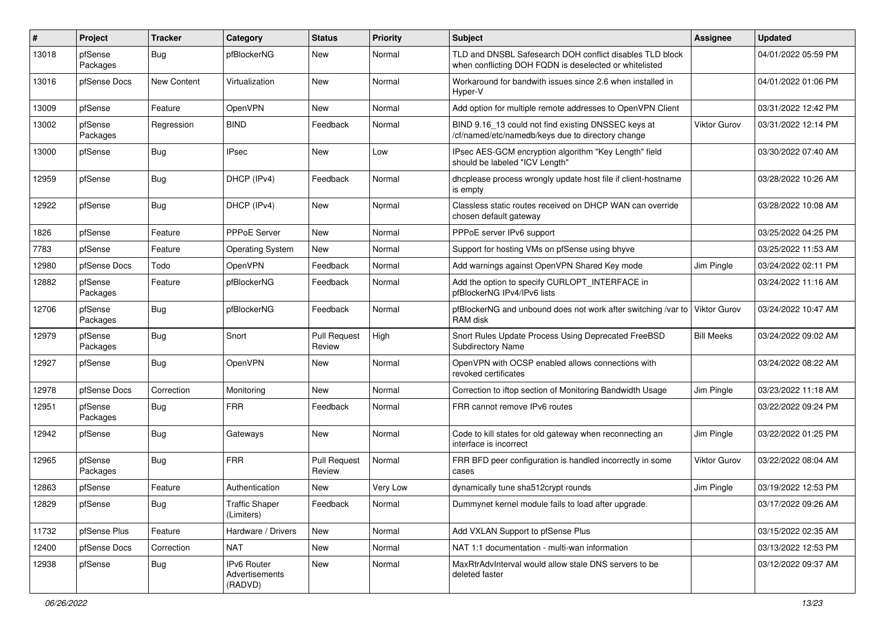| # | Project | Tracker | Category | Status | Priority | Subject | Assignee | Updated |
|---|---|---|---|---|---|---|---|---|
| 13018 | pfSense Packages | Bug | pfBlockerNG | New | Normal | TLD and DNSBL Safesearch DOH conflict disables TLD block when conflicting DOH FQDN is deselected or whitelisted | | 04/01/2022 05:59 PM |
| 13016 | pfSense Docs | New Content | Virtualization | New | Normal | Workaround for bandwith issues since 2.6 when installed in Hyper-V | | 04/01/2022 01:06 PM |
| 13009 | pfSense | Feature | OpenVPN | New | Normal | Add option for multiple remote addresses to OpenVPN Client | | 03/31/2022 12:42 PM |
| 13002 | pfSense Packages | Regression | BIND | Feedback | Normal | BIND 9.16_13 could not find existing DNSSEC keys at /cf/named/etc/namedb/keys due to directory change | Viktor Gurov | 03/31/2022 12:14 PM |
| 13000 | pfSense | Bug | IPsec | New | Low | IPsec AES-GCM encryption algorithm "Key Length" field should be labeled "ICV Length" | | 03/30/2022 07:40 AM |
| 12959 | pfSense | Bug | DHCP (IPv4) | Feedback | Normal | dhcplease process wrongly update host file if client-hostname is empty | | 03/28/2022 10:26 AM |
| 12922 | pfSense | Bug | DHCP (IPv4) | New | Normal | Classless static routes received on DHCP WAN can override chosen default gateway | | 03/28/2022 10:08 AM |
| 1826 | pfSense | Feature | PPPoE Server | New | Normal | PPPoE server IPv6 support | | 03/25/2022 04:25 PM |
| 7783 | pfSense | Feature | Operating System | New | Normal | Support for hosting VMs on pfSense using bhyve | | 03/25/2022 11:53 AM |
| 12980 | pfSense Docs | Todo | OpenVPN | Feedback | Normal | Add warnings against OpenVPN Shared Key mode | Jim Pingle | 03/24/2022 02:11 PM |
| 12882 | pfSense Packages | Feature | pfBlockerNG | Feedback | Normal | Add the option to specify CURLOPT_INTERFACE in pfBlockerNG IPv4/IPv6 lists | | 03/24/2022 11:16 AM |
| 12706 | pfSense Packages | Bug | pfBlockerNG | Feedback | Normal | pfBlockerNG and unbound does not work after switching /var to RAM disk | Viktor Gurov | 03/24/2022 10:47 AM |
| 12979 | pfSense Packages | Bug | Snort | Pull Request Review | High | Snort Rules Update Process Using Deprecated FreeBSD Subdirectory Name | Bill Meeks | 03/24/2022 09:02 AM |
| 12927 | pfSense | Bug | OpenVPN | New | Normal | OpenVPN with OCSP enabled allows connections with revoked certificates | | 03/24/2022 08:22 AM |
| 12978 | pfSense Docs | Correction | Monitoring | New | Normal | Correction to iftop section of Monitoring Bandwidth Usage | Jim Pingle | 03/23/2022 11:18 AM |
| 12951 | pfSense Packages | Bug | FRR | Feedback | Normal | FRR cannot remove IPv6 routes | | 03/22/2022 09:24 PM |
| 12942 | pfSense | Bug | Gateways | New | Normal | Code to kill states for old gateway when reconnecting an interface is incorrect | Jim Pingle | 03/22/2022 01:25 PM |
| 12965 | pfSense Packages | Bug | FRR | Pull Request Review | Normal | FRR BFD peer configuration is handled incorrectly in some cases | Viktor Gurov | 03/22/2022 08:04 AM |
| 12863 | pfSense | Feature | Authentication | New | Very Low | dynamically tune sha512crypt rounds | Jim Pingle | 03/19/2022 12:53 PM |
| 12829 | pfSense | Bug | Traffic Shaper (Limiters) | Feedback | Normal | Dummynet kernel module fails to load after upgrade. | | 03/17/2022 09:26 AM |
| 11732 | pfSense Plus | Feature | Hardware / Drivers | New | Normal | Add VXLAN Support to pfSense Plus | | 03/15/2022 02:35 AM |
| 12400 | pfSense Docs | Correction | NAT | New | Normal | NAT 1:1 documentation - multi-wan information | | 03/13/2022 12:53 PM |
| 12938 | pfSense | Bug | IPv6 Router Advertisements (RADVD) | New | Normal | MaxRtrAdvInterval would allow stale DNS servers to be deleted faster | | 03/12/2022 09:37 AM |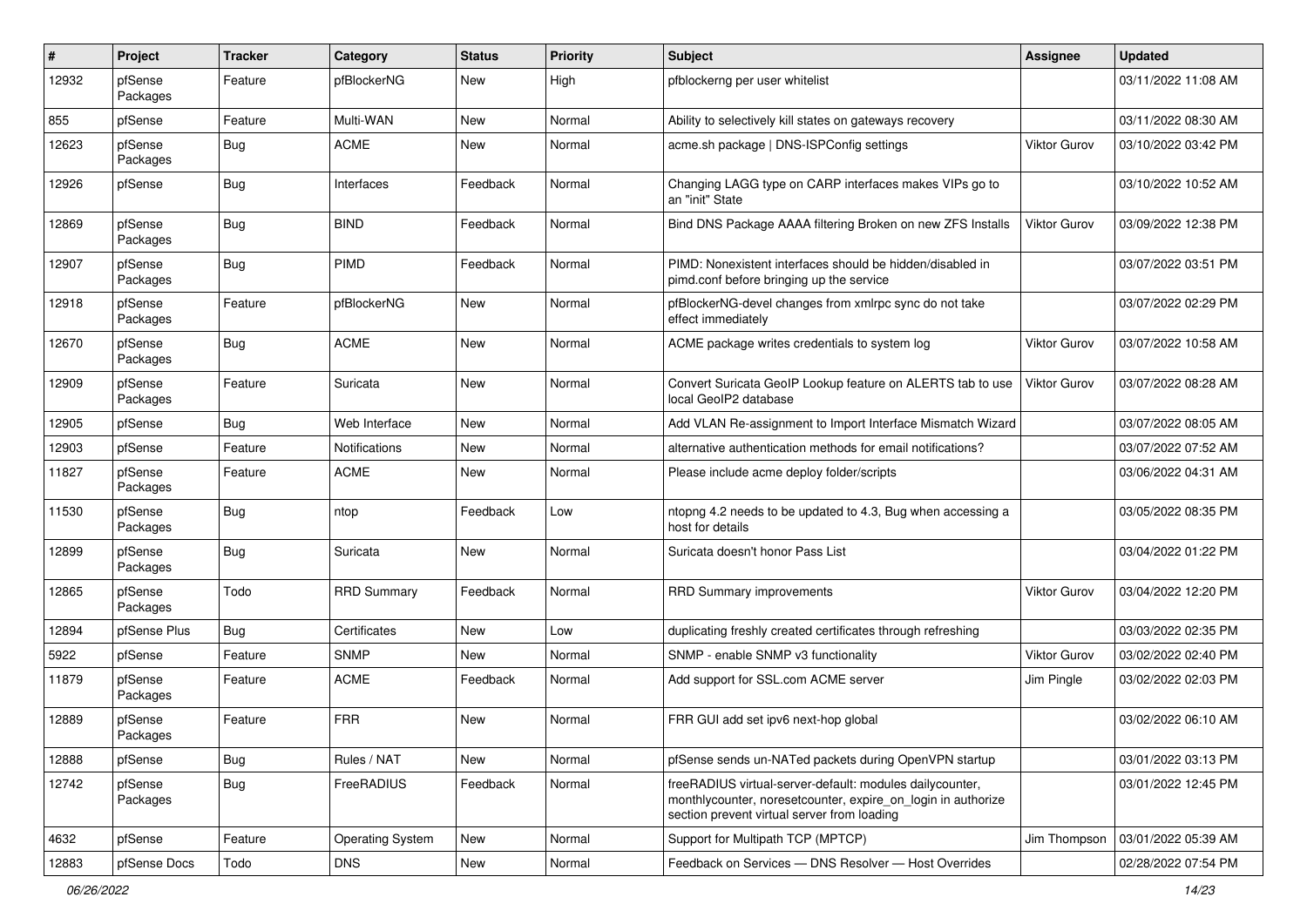| # | Project | Tracker | Category | Status | Priority | Subject | Assignee | Updated |
|---|---|---|---|---|---|---|---|---|
| 12932 | pfSense Packages | Feature | pfBlockerNG | New | High | pfblockerng per user whitelist | | 03/11/2022 11:08 AM |
| 855 | pfSense | Feature | Multi-WAN | New | Normal | Ability to selectively kill states on gateways recovery | | 03/11/2022 08:30 AM |
| 12623 | pfSense Packages | Bug | ACME | New | Normal | acme.sh package \| DNS-ISPConfig settings | Viktor Gurov | 03/10/2022 03:42 PM |
| 12926 | pfSense | Bug | Interfaces | Feedback | Normal | Changing LAGG type on CARP interfaces makes VIPs go to an "init" State | | 03/10/2022 10:52 AM |
| 12869 | pfSense Packages | Bug | BIND | Feedback | Normal | Bind DNS Package AAAA filtering Broken on new ZFS Installs | Viktor Gurov | 03/09/2022 12:38 PM |
| 12907 | pfSense Packages | Bug | PIMD | Feedback | Normal | PIMD: Nonexistent interfaces should be hidden/disabled in pimd.conf before bringing up the service | | 03/07/2022 03:51 PM |
| 12918 | pfSense Packages | Feature | pfBlockerNG | New | Normal | pfBlockerNG-devel changes from xmlrpc sync do not take effect immediately | | 03/07/2022 02:29 PM |
| 12670 | pfSense Packages | Bug | ACME | New | Normal | ACME package writes credentials to system log | Viktor Gurov | 03/07/2022 10:58 AM |
| 12909 | pfSense Packages | Feature | Suricata | New | Normal | Convert Suricata GeoIP Lookup feature on ALERTS tab to use local GeoIP2 database | Viktor Gurov | 03/07/2022 08:28 AM |
| 12905 | pfSense | Bug | Web Interface | New | Normal | Add VLAN Re-assignment to Import Interface Mismatch Wizard | | 03/07/2022 08:05 AM |
| 12903 | pfSense | Feature | Notifications | New | Normal | alternative authentication methods for email notifications? | | 03/07/2022 07:52 AM |
| 11827 | pfSense Packages | Feature | ACME | New | Normal | Please include acme deploy folder/scripts | | 03/06/2022 04:31 AM |
| 11530 | pfSense Packages | Bug | ntop | Feedback | Low | ntopng 4.2 needs to be updated to 4.3, Bug when accessing a host for details | | 03/05/2022 08:35 PM |
| 12899 | pfSense Packages | Bug | Suricata | New | Normal | Suricata doesn't honor Pass List | | 03/04/2022 01:22 PM |
| 12865 | pfSense Packages | Todo | RRD Summary | Feedback | Normal | RRD Summary improvements | Viktor Gurov | 03/04/2022 12:20 PM |
| 12894 | pfSense Plus | Bug | Certificates | New | Low | duplicating freshly created certificates through refreshing | | 03/03/2022 02:35 PM |
| 5922 | pfSense | Feature | SNMP | New | Normal | SNMP - enable SNMP v3 functionality | Viktor Gurov | 03/02/2022 02:40 PM |
| 11879 | pfSense Packages | Feature | ACME | Feedback | Normal | Add support for SSL.com ACME server | Jim Pingle | 03/02/2022 02:03 PM |
| 12889 | pfSense Packages | Feature | FRR | New | Normal | FRR GUI add set ipv6 next-hop global | | 03/02/2022 06:10 AM |
| 12888 | pfSense | Bug | Rules / NAT | New | Normal | pfSense sends un-NATed packets during OpenVPN startup | | 03/01/2022 03:13 PM |
| 12742 | pfSense Packages | Bug | FreeRADIUS | Feedback | Normal | freeRADIUS virtual-server-default: modules dailycounter, monthlycounter, noresetcounter, expire_on_login in authorize section prevent virtual server from loading | | 03/01/2022 12:45 PM |
| 4632 | pfSense | Feature | Operating System | New | Normal | Support for Multipath TCP (MPTCP) | Jim Thompson | 03/01/2022 05:39 AM |
| 12883 | pfSense Docs | Todo | DNS | New | Normal | Feedback on Services — DNS Resolver — Host Overrides | | 02/28/2022 07:54 PM |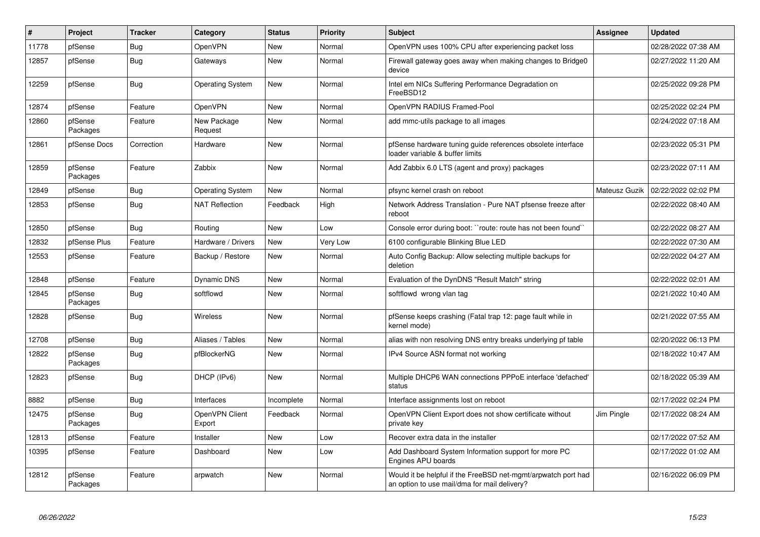| # | Project | Tracker | Category | Status | Priority | Subject | Assignee | Updated |
|---|---|---|---|---|---|---|---|---|
| 11778 | pfSense | Bug | OpenVPN | New | Normal | OpenVPN uses 100% CPU after experiencing packet loss | | 02/28/2022 07:38 AM |
| 12857 | pfSense | Bug | Gateways | New | Normal | Firewall gateway goes away when making changes to Bridge0 device | | 02/27/2022 11:20 AM |
| 12259 | pfSense | Bug | Operating System | New | Normal | Intel em NICs Suffering Performance Degradation on FreeBSD12 | | 02/25/2022 09:28 PM |
| 12874 | pfSense | Feature | OpenVPN | New | Normal | OpenVPN RADIUS Framed-Pool | | 02/25/2022 02:24 PM |
| 12860 | pfSense Packages | Feature | New Package Request | New | Normal | add mmc-utils package to all images | | 02/24/2022 07:18 AM |
| 12861 | pfSense Docs | Correction | Hardware | New | Normal | pfSense hardware tuning guide references obsolete interface loader variable & buffer limits | | 02/23/2022 05:31 PM |
| 12859 | pfSense Packages | Feature | Zabbix | New | Normal | Add Zabbix 6.0 LTS (agent and proxy) packages | | 02/23/2022 07:11 AM |
| 12849 | pfSense | Bug | Operating System | New | Normal | pfsync kernel crash on reboot | Mateusz Guzik | 02/22/2022 02:02 PM |
| 12853 | pfSense | Bug | NAT Reflection | Feedback | High | Network Address Translation - Pure NAT pfsense freeze after reboot | | 02/22/2022 08:40 AM |
| 12850 | pfSense | Bug | Routing | New | Low | Console error during boot: ``route: route has not been found`` | | 02/22/2022 08:27 AM |
| 12832 | pfSense Plus | Feature | Hardware / Drivers | New | Very Low | 6100 configurable Blinking Blue LED | | 02/22/2022 07:30 AM |
| 12553 | pfSense | Feature | Backup / Restore | New | Normal | Auto Config Backup: Allow selecting multiple backups for deletion | | 02/22/2022 04:27 AM |
| 12848 | pfSense | Feature | Dynamic DNS | New | Normal | Evaluation of the DynDNS "Result Match" string | | 02/22/2022 02:01 AM |
| 12845 | pfSense Packages | Bug | softflowd | New | Normal | softflowd wrong vlan tag | | 02/21/2022 10:40 AM |
| 12828 | pfSense | Bug | Wireless | New | Normal | pfSense keeps crashing (Fatal trap 12: page fault while in kernel mode) | | 02/21/2022 07:55 AM |
| 12708 | pfSense | Bug | Aliases / Tables | New | Normal | alias with non resolving DNS entry breaks underlying pf table | | 02/20/2022 06:13 PM |
| 12822 | pfSense Packages | Bug | pfBlockerNG | New | Normal | IPv4 Source ASN format not working | | 02/18/2022 10:47 AM |
| 12823 | pfSense | Bug | DHCP (IPv6) | New | Normal | Multiple DHCP6 WAN connections PPPoE interface 'defached' status | | 02/18/2022 05:39 AM |
| 8882 | pfSense | Bug | Interfaces | Incomplete | Normal | Interface assignments lost on reboot | | 02/17/2022 02:24 PM |
| 12475 | pfSense Packages | Bug | OpenVPN Client Export | Feedback | Normal | OpenVPN Client Export does not show certificate without private key | Jim Pingle | 02/17/2022 08:24 AM |
| 12813 | pfSense | Feature | Installer | New | Low | Recover extra data in the installer | | 02/17/2022 07:52 AM |
| 10395 | pfSense | Feature | Dashboard | New | Low | Add Dashboard System Information support for more PC Engines APU boards | | 02/17/2022 01:02 AM |
| 12812 | pfSense Packages | Feature | arpwatch | New | Normal | Would it be helpful if the FreeBSD net-mgmt/arpwatch port had an option to use mail/dma for mail delivery? | | 02/16/2022 06:09 PM |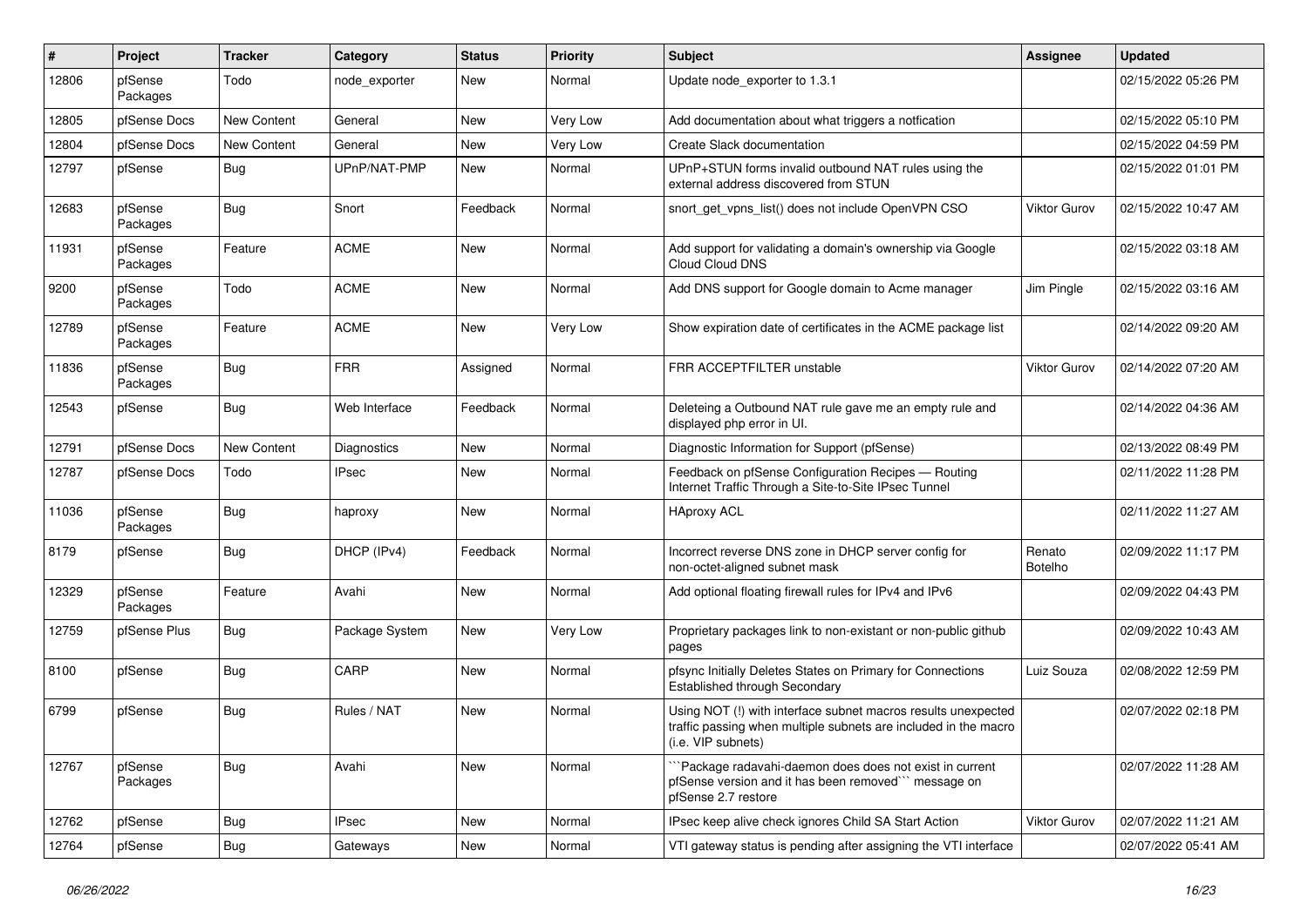| # | Project | Tracker | Category | Status | Priority | Subject | Assignee | Updated |
|---|---|---|---|---|---|---|---|---|
| 12806 | pfSense Packages | Todo | node_exporter | New | Normal | Update node_exporter to 1.3.1 | | 02/15/2022 05:26 PM |
| 12805 | pfSense Docs | New Content | General | New | Very Low | Add documentation about what triggers a notfication | | 02/15/2022 05:10 PM |
| 12804 | pfSense Docs | New Content | General | New | Very Low | Create Slack documentation | | 02/15/2022 04:59 PM |
| 12797 | pfSense | Bug | UPnP/NAT-PMP | New | Normal | UPnP+STUN forms invalid outbound NAT rules using the external address discovered from STUN | | 02/15/2022 01:01 PM |
| 12683 | pfSense Packages | Bug | Snort | Feedback | Normal | snort_get_vpns_list() does not include OpenVPN CSO | Viktor Gurov | 02/15/2022 10:47 AM |
| 11931 | pfSense Packages | Feature | ACME | New | Normal | Add support for validating a domain's ownership via Google Cloud Cloud DNS | | 02/15/2022 03:18 AM |
| 9200 | pfSense Packages | Todo | ACME | New | Normal | Add DNS support for Google domain to Acme manager | Jim Pingle | 02/15/2022 03:16 AM |
| 12789 | pfSense Packages | Feature | ACME | New | Very Low | Show expiration date of certificates in the ACME package list | | 02/14/2022 09:20 AM |
| 11836 | pfSense Packages | Bug | FRR | Assigned | Normal | FRR ACCEPTFILTER unstable | Viktor Gurov | 02/14/2022 07:20 AM |
| 12543 | pfSense | Bug | Web Interface | Feedback | Normal | Deleteing a Outbound NAT rule gave me an empty rule and displayed php error in UI. | | 02/14/2022 04:36 AM |
| 12791 | pfSense Docs | New Content | Diagnostics | New | Normal | Diagnostic Information for Support (pfSense) | | 02/13/2022 08:49 PM |
| 12787 | pfSense Docs | Todo | IPsec | New | Normal | Feedback on pfSense Configuration Recipes — Routing Internet Traffic Through a Site-to-Site IPsec Tunnel | | 02/11/2022 11:28 PM |
| 11036 | pfSense Packages | Bug | haproxy | New | Normal | HAproxy ACL | | 02/11/2022 11:27 AM |
| 8179 | pfSense | Bug | DHCP (IPv4) | Feedback | Normal | Incorrect reverse DNS zone in DHCP server config for non-octet-aligned subnet mask | Renato Botelho | 02/09/2022 11:17 PM |
| 12329 | pfSense Packages | Feature | Avahi | New | Normal | Add optional floating firewall rules for IPv4 and IPv6 | | 02/09/2022 04:43 PM |
| 12759 | pfSense Plus | Bug | Package System | New | Very Low | Proprietary packages link to non-existant or non-public github pages | | 02/09/2022 10:43 AM |
| 8100 | pfSense | Bug | CARP | New | Normal | pfsync Initially Deletes States on Primary for Connections Established through Secondary | Luiz Souza | 02/08/2022 12:59 PM |
| 6799 | pfSense | Bug | Rules / NAT | New | Normal | Using NOT (!) with interface subnet macros results unexpected traffic passing when multiple subnets are included in the macro (i.e. VIP subnets) | | 02/07/2022 02:18 PM |
| 12767 | pfSense Packages | Bug | Avahi | New | Normal | ```Package radavahi-daemon does does not exist in current pfSense version and it has been removed``` message on pfSense 2.7 restore | | 02/07/2022 11:28 AM |
| 12762 | pfSense | Bug | IPsec | New | Normal | IPsec keep alive check ignores Child SA Start Action | Viktor Gurov | 02/07/2022 11:21 AM |
| 12764 | pfSense | Bug | Gateways | New | Normal | VTI gateway status is pending after assigning the VTI interface | | 02/07/2022 05:41 AM |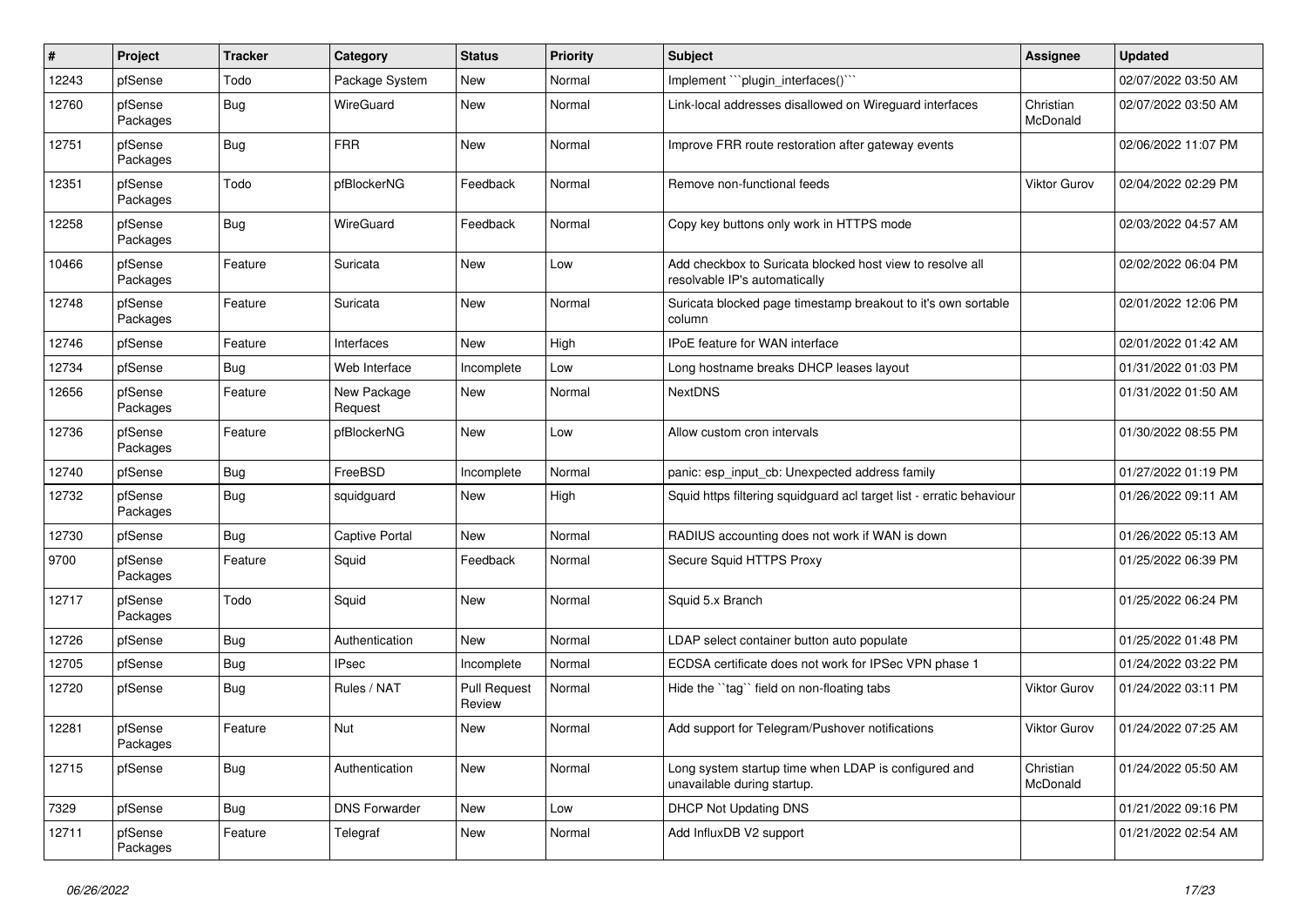| # | Project | Tracker | Category | Status | Priority | Subject | Assignee | Updated |
|---|---|---|---|---|---|---|---|---|
| 12243 | pfSense | Todo | Package System | New | Normal | Implement ```plugin_interfaces()``` | | 02/07/2022 03:50 AM |
| 12760 | pfSense Packages | Bug | WireGuard | New | Normal | Link-local addresses disallowed on Wireguard interfaces | Christian McDonald | 02/07/2022 03:50 AM |
| 12751 | pfSense Packages | Bug | FRR | New | Normal | Improve FRR route restoration after gateway events | | 02/06/2022 11:07 PM |
| 12351 | pfSense Packages | Todo | pfBlockerNG | Feedback | Normal | Remove non-functional feeds | Viktor Gurov | 02/04/2022 02:29 PM |
| 12258 | pfSense Packages | Bug | WireGuard | Feedback | Normal | Copy key buttons only work in HTTPS mode | | 02/03/2022 04:57 AM |
| 10466 | pfSense Packages | Feature | Suricata | New | Low | Add checkbox to Suricata blocked host view to resolve all resolvable IP's automatically | | 02/02/2022 06:04 PM |
| 12748 | pfSense Packages | Feature | Suricata | New | Normal | Suricata blocked page timestamp breakout to it's own sortable column | | 02/01/2022 12:06 PM |
| 12746 | pfSense | Feature | Interfaces | New | High | IPoE feature for WAN interface | | 02/01/2022 01:42 AM |
| 12734 | pfSense | Bug | Web Interface | Incomplete | Low | Long hostname breaks DHCP leases layout | | 01/31/2022 01:03 PM |
| 12656 | pfSense Packages | Feature | New Package Request | New | Normal | NextDNS | | 01/31/2022 01:50 AM |
| 12736 | pfSense Packages | Feature | pfBlockerNG | New | Low | Allow custom cron intervals | | 01/30/2022 08:55 PM |
| 12740 | pfSense | Bug | FreeBSD | Incomplete | Normal | panic: esp_input_cb: Unexpected address family | | 01/27/2022 01:19 PM |
| 12732 | pfSense Packages | Bug | squidguard | New | High | Squid https filtering squidguard acl target list - erratic behaviour | | 01/26/2022 09:11 AM |
| 12730 | pfSense | Bug | Captive Portal | New | Normal | RADIUS accounting does not work if WAN is down | | 01/26/2022 05:13 AM |
| 9700 | pfSense Packages | Feature | Squid | Feedback | Normal | Secure Squid HTTPS Proxy | | 01/25/2022 06:39 PM |
| 12717 | pfSense Packages | Todo | Squid | New | Normal | Squid 5.x Branch | | 01/25/2022 06:24 PM |
| 12726 | pfSense | Bug | Authentication | New | Normal | LDAP select container button auto populate | | 01/25/2022 01:48 PM |
| 12705 | pfSense | Bug | IPsec | Incomplete | Normal | ECDSA certificate does not work for IPSec VPN phase 1 | | 01/24/2022 03:22 PM |
| 12720 | pfSense | Bug | Rules / NAT | Pull Request Review | Normal | Hide the ``tag`` field on non-floating tabs | Viktor Gurov | 01/24/2022 03:11 PM |
| 12281 | pfSense Packages | Feature | Nut | New | Normal | Add support for Telegram/Pushover notifications | Viktor Gurov | 01/24/2022 07:25 AM |
| 12715 | pfSense | Bug | Authentication | New | Normal | Long system startup time when LDAP is configured and unavailable during startup. | Christian McDonald | 01/24/2022 05:50 AM |
| 7329 | pfSense | Bug | DNS Forwarder | New | Low | DHCP Not Updating DNS | | 01/21/2022 09:16 PM |
| 12711 | pfSense Packages | Feature | Telegraf | New | Normal | Add InfluxDB V2 support | | 01/21/2022 02:54 AM |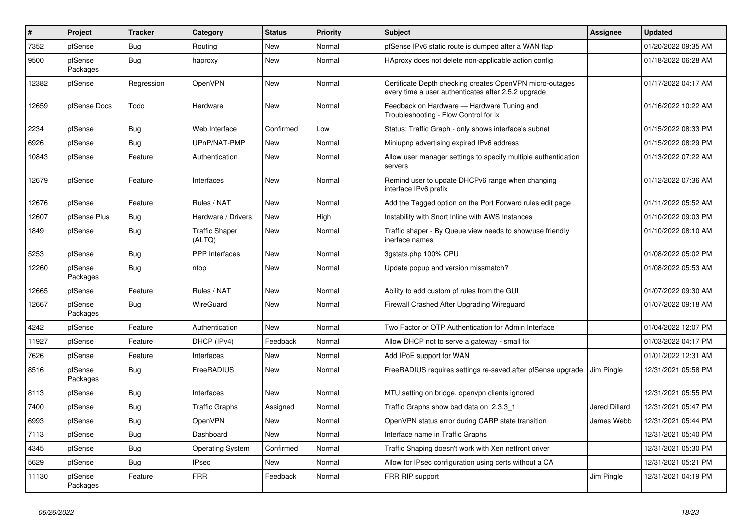| # | Project | Tracker | Category | Status | Priority | Subject | Assignee | Updated |
|---|---|---|---|---|---|---|---|---|
| 7352 | pfSense | Bug | Routing | New | Normal | pfSense IPv6 static route is dumped after a WAN flap | | 01/20/2022 09:35 AM |
| 9500 | pfSense Packages | Bug | haproxy | New | Normal | HAproxy does not delete non-applicable action config | | 01/18/2022 06:28 AM |
| 12382 | pfSense | Regression | OpenVPN | New | Normal | Certificate Depth checking creates OpenVPN micro-outages every time a user authenticates after 2.5.2 upgrade | | 01/17/2022 04:17 AM |
| 12659 | pfSense Docs | Todo | Hardware | New | Normal | Feedback on Hardware — Hardware Tuning and Troubleshooting - Flow Control for ix | | 01/16/2022 10:22 AM |
| 2234 | pfSense | Bug | Web Interface | Confirmed | Low | Status: Traffic Graph - only shows interface's subnet | | 01/15/2022 08:33 PM |
| 6926 | pfSense | Bug | UPnP/NAT-PMP | New | Normal | Miniupnp advertising expired IPv6 address | | 01/15/2022 08:29 PM |
| 10843 | pfSense | Feature | Authentication | New | Normal | Allow user manager settings to specify multiple authentication servers | | 01/13/2022 07:22 AM |
| 12679 | pfSense | Feature | Interfaces | New | Normal | Remind user to update DHCPv6 range when changing interface IPv6 prefix | | 01/12/2022 07:36 AM |
| 12676 | pfSense | Feature | Rules / NAT | New | Normal | Add the Tagged option on the Port Forward rules edit page | | 01/11/2022 05:52 AM |
| 12607 | pfSense Plus | Bug | Hardware / Drivers | New | High | Instability with Snort Inline with AWS Instances | | 01/10/2022 09:03 PM |
| 1849 | pfSense | Bug | Traffic Shaper (ALTQ) | New | Normal | Traffic shaper - By Queue view needs to show/use friendly inerface names | | 01/10/2022 08:10 AM |
| 5253 | pfSense | Bug | PPP Interfaces | New | Normal | 3gstats.php 100% CPU | | 01/08/2022 05:02 PM |
| 12260 | pfSense Packages | Bug | ntop | New | Normal | Update popup and version missmatch? | | 01/08/2022 05:53 AM |
| 12665 | pfSense | Feature | Rules / NAT | New | Normal | Ability to add custom pf rules from the GUI | | 01/07/2022 09:30 AM |
| 12667 | pfSense Packages | Bug | WireGuard | New | Normal | Firewall Crashed After Upgrading Wireguard | | 01/07/2022 09:18 AM |
| 4242 | pfSense | Feature | Authentication | New | Normal | Two Factor or OTP Authentication for Admin Interface | | 01/04/2022 12:07 PM |
| 11927 | pfSense | Feature | DHCP (IPv4) | Feedback | Normal | Allow DHCP not to serve a gateway - small fix | | 01/03/2022 04:17 PM |
| 7626 | pfSense | Feature | Interfaces | New | Normal | Add IPoE support for WAN | | 01/01/2022 12:31 AM |
| 8516 | pfSense Packages | Bug | FreeRADIUS | New | Normal | FreeRADIUS requires settings re-saved after pfSense upgrade | Jim Pingle | 12/31/2021 05:58 PM |
| 8113 | pfSense | Bug | Interfaces | New | Normal | MTU setting on bridge, openvpn clients ignored | | 12/31/2021 05:55 PM |
| 7400 | pfSense | Bug | Traffic Graphs | Assigned | Normal | Traffic Graphs show bad data on 2.3.3_1 | Jared Dillard | 12/31/2021 05:47 PM |
| 6993 | pfSense | Bug | OpenVPN | New | Normal | OpenVPN status error during CARP state transition | James Webb | 12/31/2021 05:44 PM |
| 7113 | pfSense | Bug | Dashboard | New | Normal | Interface name in Traffic Graphs | | 12/31/2021 05:40 PM |
| 4345 | pfSense | Bug | Operating System | Confirmed | Normal | Traffic Shaping doesn't work with Xen netfront driver | | 12/31/2021 05:30 PM |
| 5629 | pfSense | Bug | IPsec | New | Normal | Allow for IPsec configuration using certs without a CA | | 12/31/2021 05:21 PM |
| 11130 | pfSense Packages | Feature | FRR | Feedback | Normal | FRR RIP support | Jim Pingle | 12/31/2021 04:19 PM |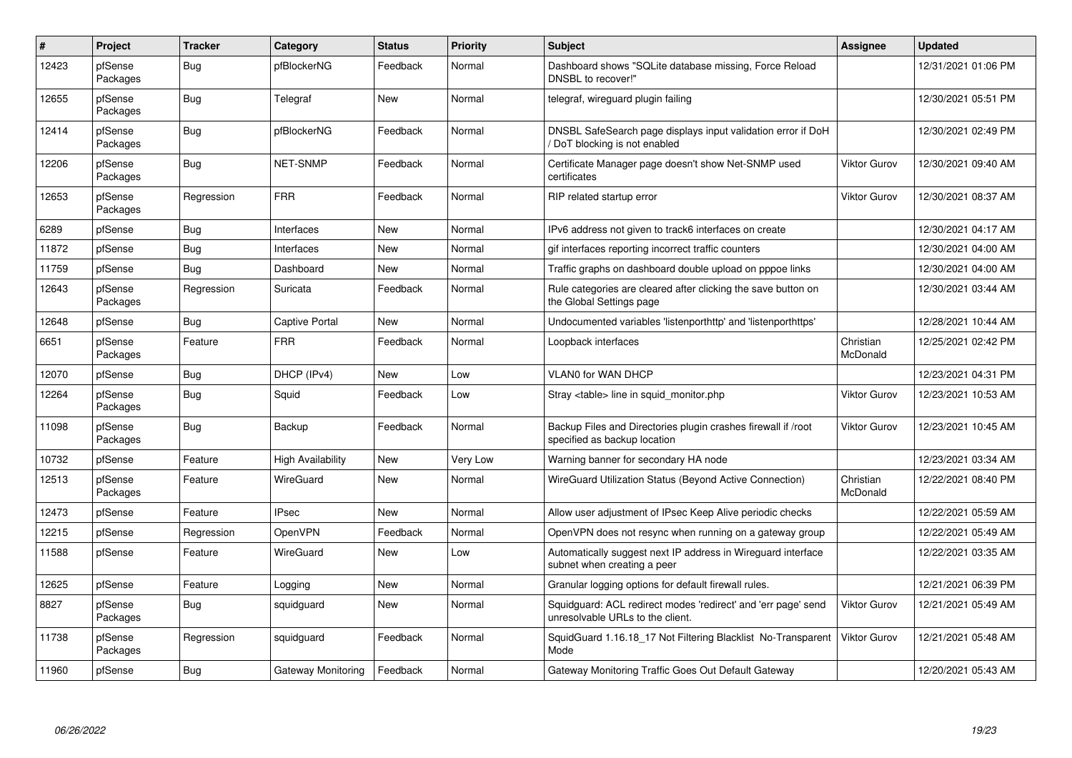| # | Project | Tracker | Category | Status | Priority | Subject | Assignee | Updated |
|---|---|---|---|---|---|---|---|---|
| 12423 | pfSense Packages | Bug | pfBlockerNG | Feedback | Normal | Dashboard shows "SQLite database missing, Force Reload DNSBL to recover!" | | 12/31/2021 01:06 PM |
| 12655 | pfSense Packages | Bug | Telegraf | New | Normal | telegraf, wireguard plugin failing | | 12/30/2021 05:51 PM |
| 12414 | pfSense Packages | Bug | pfBlockerNG | Feedback | Normal | DNSBL SafeSearch page displays input validation error if DoH / DoT blocking is not enabled | | 12/30/2021 02:49 PM |
| 12206 | pfSense Packages | Bug | NET-SNMP | Feedback | Normal | Certificate Manager page doesn't show Net-SNMP used certificates | Viktor Gurov | 12/30/2021 09:40 AM |
| 12653 | pfSense Packages | Regression | FRR | Feedback | Normal | RIP related startup error | Viktor Gurov | 12/30/2021 08:37 AM |
| 6289 | pfSense | Bug | Interfaces | New | Normal | IPv6 address not given to track6 interfaces on create | | 12/30/2021 04:17 AM |
| 11872 | pfSense | Bug | Interfaces | New | Normal | gif interfaces reporting incorrect traffic counters | | 12/30/2021 04:00 AM |
| 11759 | pfSense | Bug | Dashboard | New | Normal | Traffic graphs on dashboard double upload on pppoe links | | 12/30/2021 04:00 AM |
| 12643 | pfSense Packages | Regression | Suricata | Feedback | Normal | Rule categories are cleared after clicking the save button on the Global Settings page | | 12/30/2021 03:44 AM |
| 12648 | pfSense | Bug | Captive Portal | New | Normal | Undocumented variables 'listenporthttp' and 'listenporthttps' | | 12/28/2021 10:44 AM |
| 6651 | pfSense Packages | Feature | FRR | Feedback | Normal | Loopback interfaces | Christian McDonald | 12/25/2021 02:42 PM |
| 12070 | pfSense | Bug | DHCP (IPv4) | New | Low | VLAN0 for WAN DHCP | | 12/23/2021 04:31 PM |
| 12264 | pfSense Packages | Bug | Squid | Feedback | Low | Stray <table> line in squid_monitor.php | Viktor Gurov | 12/23/2021 10:53 AM |
| 11098 | pfSense Packages | Bug | Backup | Feedback | Normal | Backup Files and Directories plugin crashes firewall if /root specified as backup location | Viktor Gurov | 12/23/2021 10:45 AM |
| 10732 | pfSense | Feature | High Availability | New | Very Low | Warning banner for secondary HA node | | 12/23/2021 03:34 AM |
| 12513 | pfSense Packages | Feature | WireGuard | New | Normal | WireGuard Utilization Status (Beyond Active Connection) | Christian McDonald | 12/22/2021 08:40 PM |
| 12473 | pfSense | Feature | IPsec | New | Normal | Allow user adjustment of IPsec Keep Alive periodic checks | | 12/22/2021 05:59 AM |
| 12215 | pfSense | Regression | OpenVPN | Feedback | Normal | OpenVPN does not resync when running on a gateway group | | 12/22/2021 05:49 AM |
| 11588 | pfSense | Feature | WireGuard | New | Low | Automatically suggest next IP address in Wireguard interface subnet when creating a peer | | 12/22/2021 03:35 AM |
| 12625 | pfSense | Feature | Logging | New | Normal | Granular logging options for default firewall rules. | | 12/21/2021 06:39 PM |
| 8827 | pfSense Packages | Bug | squidguard | New | Normal | Squidguard: ACL redirect modes 'redirect' and 'err page' send unresolvable URLs to the client. | Viktor Gurov | 12/21/2021 05:49 AM |
| 11738 | pfSense Packages | Regression | squidguard | Feedback | Normal | SquidGuard 1.16.18_17 Not Filtering Blacklist No-Transparent Mode | Viktor Gurov | 12/21/2021 05:48 AM |
| 11960 | pfSense | Bug | Gateway Monitoring | Feedback | Normal | Gateway Monitoring Traffic Goes Out Default Gateway | | 12/20/2021 05:43 AM |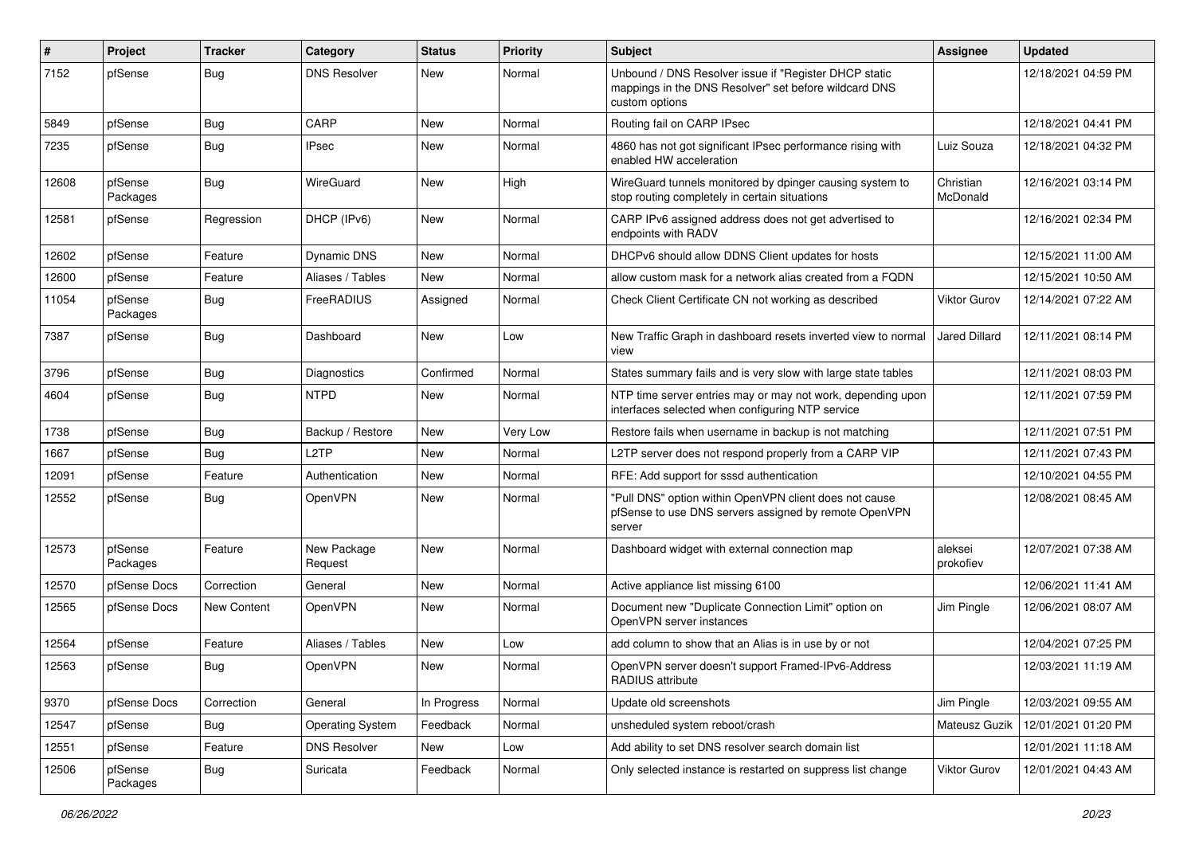| # | Project | Tracker | Category | Status | Priority | Subject | Assignee | Updated |
|---|---|---|---|---|---|---|---|---|
| 7152 | pfSense | Bug | DNS Resolver | New | Normal | Unbound / DNS Resolver issue if "Register DHCP static mappings in the DNS Resolver" set before wildcard DNS custom options | | 12/18/2021 04:59 PM |
| 5849 | pfSense | Bug | CARP | New | Normal | Routing fail on CARP IPsec | | 12/18/2021 04:41 PM |
| 7235 | pfSense | Bug | IPsec | New | Normal | 4860 has not got significant IPsec performance rising with enabled HW acceleration | Luiz Souza | 12/18/2021 04:32 PM |
| 12608 | pfSense Packages | Bug | WireGuard | New | High | WireGuard tunnels monitored by dpinger causing system to stop routing completely in certain situations | Christian McDonald | 12/16/2021 03:14 PM |
| 12581 | pfSense | Regression | DHCP (IPv6) | New | Normal | CARP IPv6 assigned address does not get advertised to endpoints with RADV | | 12/16/2021 02:34 PM |
| 12602 | pfSense | Feature | Dynamic DNS | New | Normal | DHCPv6 should allow DDNS Client updates for hosts | | 12/15/2021 11:00 AM |
| 12600 | pfSense | Feature | Aliases / Tables | New | Normal | allow custom mask for a network alias created from a FQDN | | 12/15/2021 10:50 AM |
| 11054 | pfSense Packages | Bug | FreeRADIUS | Assigned | Normal | Check Client Certificate CN not working as described | Viktor Gurov | 12/14/2021 07:22 AM |
| 7387 | pfSense | Bug | Dashboard | New | Low | New Traffic Graph in dashboard resets inverted view to normal view | Jared Dillard | 12/11/2021 08:14 PM |
| 3796 | pfSense | Bug | Diagnostics | Confirmed | Normal | States summary fails and is very slow with large state tables | | 12/11/2021 08:03 PM |
| 4604 | pfSense | Bug | NTPD | New | Normal | NTP time server entries may or may not work, depending upon interfaces selected when configuring NTP service | | 12/11/2021 07:59 PM |
| 1738 | pfSense | Bug | Backup / Restore | New | Very Low | Restore fails when username in backup is not matching | | 12/11/2021 07:51 PM |
| 1667 | pfSense | Bug | L2TP | New | Normal | L2TP server does not respond properly from a CARP VIP | | 12/11/2021 07:43 PM |
| 12091 | pfSense | Feature | Authentication | New | Normal | RFE: Add support for sssd authentication | | 12/10/2021 04:55 PM |
| 12552 | pfSense | Bug | OpenVPN | New | Normal | "Pull DNS" option within OpenVPN client does not cause pfSense to use DNS servers assigned by remote OpenVPN server | | 12/08/2021 08:45 AM |
| 12573 | pfSense Packages | Feature | New Package Request | New | Normal | Dashboard widget with external connection map | aleksei prokofiev | 12/07/2021 07:38 AM |
| 12570 | pfSense Docs | Correction | General | New | Normal | Active appliance list missing 6100 | | 12/06/2021 11:41 AM |
| 12565 | pfSense Docs | New Content | OpenVPN | New | Normal | Document new "Duplicate Connection Limit" option on OpenVPN server instances | Jim Pingle | 12/06/2021 08:07 AM |
| 12564 | pfSense | Feature | Aliases / Tables | New | Low | add column to show that an Alias is in use by or not | | 12/04/2021 07:25 PM |
| 12563 | pfSense | Bug | OpenVPN | New | Normal | OpenVPN server doesn't support Framed-IPv6-Address RADIUS attribute | | 12/03/2021 11:19 AM |
| 9370 | pfSense Docs | Correction | General | In Progress | Normal | Update old screenshots | Jim Pingle | 12/03/2021 09:55 AM |
| 12547 | pfSense | Bug | Operating System | Feedback | Normal | unsheduled system reboot/crash | Mateusz Guzik | 12/01/2021 01:20 PM |
| 12551 | pfSense | Feature | DNS Resolver | New | Low | Add ability to set DNS resolver search domain list | | 12/01/2021 11:18 AM |
| 12506 | pfSense Packages | Bug | Suricata | Feedback | Normal | Only selected instance is restarted on suppress list change | Viktor Gurov | 12/01/2021 04:43 AM |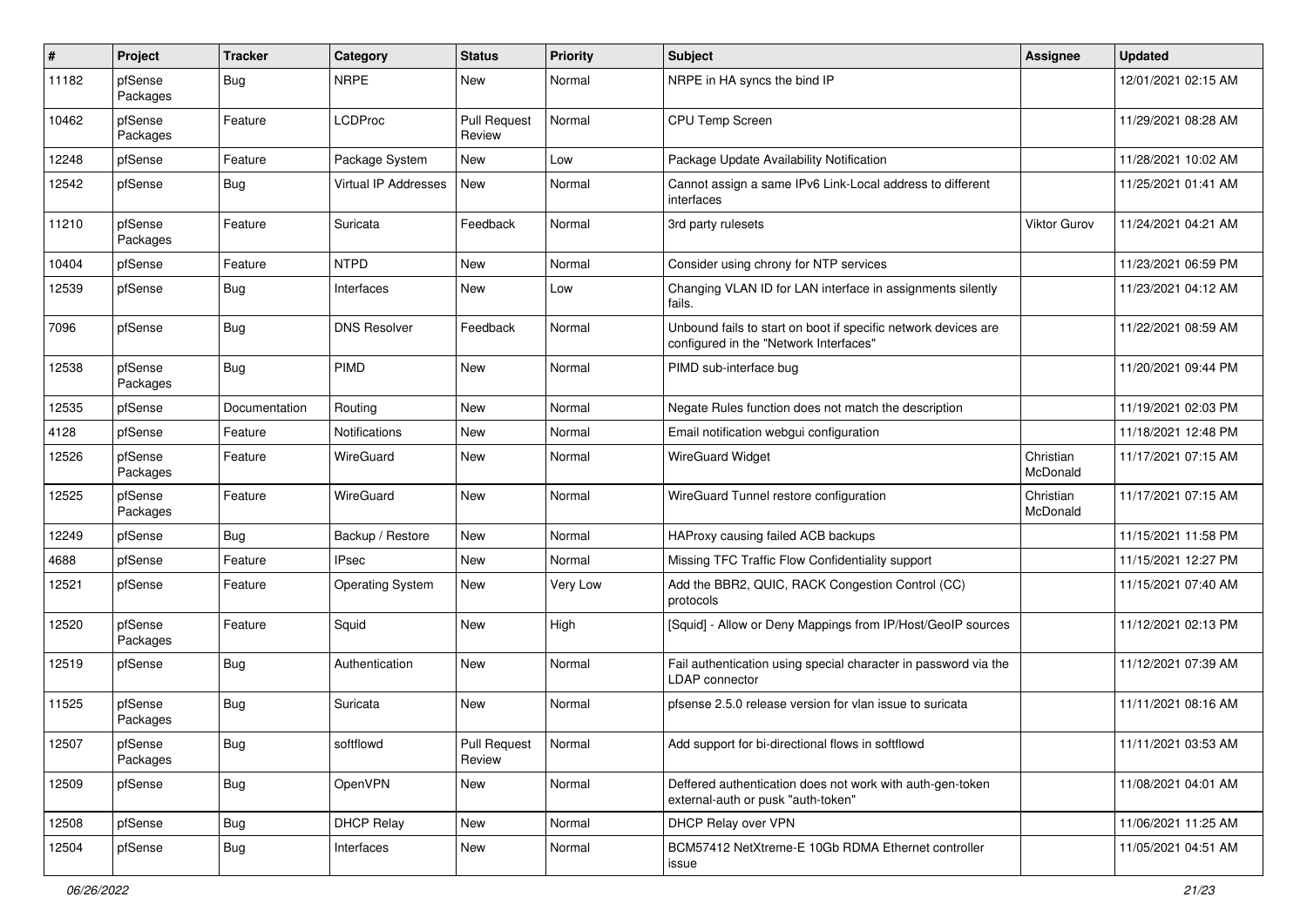| # | Project | Tracker | Category | Status | Priority | Subject | Assignee | Updated |
|---|---|---|---|---|---|---|---|---|
| 11182 | pfSense Packages | Bug | NRPE | New | Normal | NRPE in HA syncs the bind IP | | 12/01/2021 02:15 AM |
| 10462 | pfSense Packages | Feature | LCDProc | Pull Request Review | Normal | CPU Temp Screen | | 11/29/2021 08:28 AM |
| 12248 | pfSense | Feature | Package System | New | Low | Package Update Availability Notification | | 11/28/2021 10:02 AM |
| 12542 | pfSense | Bug | Virtual IP Addresses | New | Normal | Cannot assign a same IPv6 Link-Local address to different interfaces | | 11/25/2021 01:41 AM |
| 11210 | pfSense Packages | Feature | Suricata | Feedback | Normal | 3rd party rulesets | Viktor Gurov | 11/24/2021 04:21 AM |
| 10404 | pfSense | Feature | NTPD | New | Normal | Consider using chrony for NTP services | | 11/23/2021 06:59 PM |
| 12539 | pfSense | Bug | Interfaces | New | Low | Changing VLAN ID for LAN interface in assignments silently fails. | | 11/23/2021 04:12 AM |
| 7096 | pfSense | Bug | DNS Resolver | Feedback | Normal | Unbound fails to start on boot if specific network devices are configured in the "Network Interfaces" | | 11/22/2021 08:59 AM |
| 12538 | pfSense Packages | Bug | PIMD | New | Normal | PIMD sub-interface bug | | 11/20/2021 09:44 PM |
| 12535 | pfSense | Documentation | Routing | New | Normal | Negate Rules function does not match the description | | 11/19/2021 02:03 PM |
| 4128 | pfSense | Feature | Notifications | New | Normal | Email notification webgui configuration | | 11/18/2021 12:48 PM |
| 12526 | pfSense Packages | Feature | WireGuard | New | Normal | WireGuard Widget | Christian McDonald | 11/17/2021 07:15 AM |
| 12525 | pfSense Packages | Feature | WireGuard | New | Normal | WireGuard Tunnel restore configuration | Christian McDonald | 11/17/2021 07:15 AM |
| 12249 | pfSense | Bug | Backup / Restore | New | Normal | HAProxy causing failed ACB backups | | 11/15/2021 11:58 PM |
| 4688 | pfSense | Feature | IPsec | New | Normal | Missing TFC Traffic Flow Confidentiality support | | 11/15/2021 12:27 PM |
| 12521 | pfSense | Feature | Operating System | New | Very Low | Add the BBR2, QUIC, RACK Congestion Control (CC) protocols | | 11/15/2021 07:40 AM |
| 12520 | pfSense Packages | Feature | Squid | New | High | [Squid] - Allow or Deny Mappings from IP/Host/GeoIP sources | | 11/12/2021 02:13 PM |
| 12519 | pfSense | Bug | Authentication | New | Normal | Fail authentication using special character in password via the LDAP connector | | 11/12/2021 07:39 AM |
| 11525 | pfSense Packages | Bug | Suricata | New | Normal | pfsense 2.5.0 release version for vlan issue to suricata | | 11/11/2021 08:16 AM |
| 12507 | pfSense Packages | Bug | softflowd | Pull Request Review | Normal | Add support for bi-directional flows in softflowd | | 11/11/2021 03:53 AM |
| 12509 | pfSense | Bug | OpenVPN | New | Normal | Deffered authentication does not work with auth-gen-token external-auth or pusk "auth-token" | | 11/08/2021 04:01 AM |
| 12508 | pfSense | Bug | DHCP Relay | New | Normal | DHCP Relay over VPN | | 11/06/2021 11:25 AM |
| 12504 | pfSense | Bug | Interfaces | New | Normal | BCM57412 NetXtreme-E 10Gb RDMA Ethernet controller issue | | 11/05/2021 04:51 AM |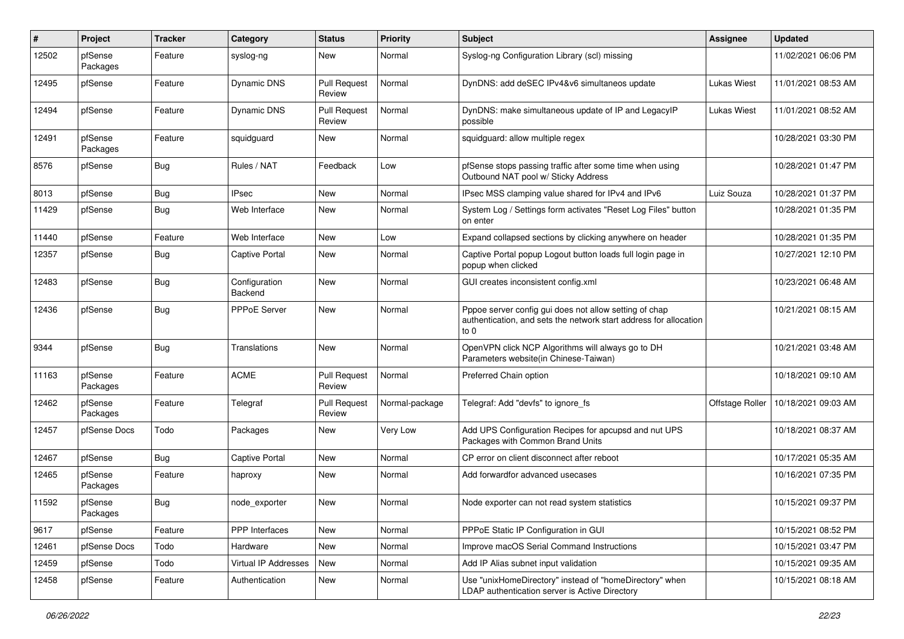| # | Project | Tracker | Category | Status | Priority | Subject | Assignee | Updated |
|---|---|---|---|---|---|---|---|---|
| 12502 | pfSense Packages | Feature | syslog-ng | New | Normal | Syslog-ng Configuration Library (scl) missing | | 11/02/2021 06:06 PM |
| 12495 | pfSense | Feature | Dynamic DNS | Pull Request Review | Normal | DynDNS: add deSEC IPv4&v6 simultaneos update | Lukas Wiest | 11/01/2021 08:53 AM |
| 12494 | pfSense | Feature | Dynamic DNS | Pull Request Review | Normal | DynDNS: make simultaneous update of IP and LegacyIP possible | Lukas Wiest | 11/01/2021 08:52 AM |
| 12491 | pfSense Packages | Feature | squidguard | New | Normal | squidguard: allow multiple regex | | 10/28/2021 03:30 PM |
| 8576 | pfSense | Bug | Rules / NAT | Feedback | Low | pfSense stops passing traffic after some time when using Outbound NAT pool w/ Sticky Address | | 10/28/2021 01:47 PM |
| 8013 | pfSense | Bug | IPsec | New | Normal | IPsec MSS clamping value shared for IPv4 and IPv6 | Luiz Souza | 10/28/2021 01:37 PM |
| 11429 | pfSense | Bug | Web Interface | New | Normal | System Log / Settings form activates "Reset Log Files" button on enter | | 10/28/2021 01:35 PM |
| 11440 | pfSense | Feature | Web Interface | New | Low | Expand collapsed sections by clicking anywhere on header | | 10/28/2021 01:35 PM |
| 12357 | pfSense | Bug | Captive Portal | New | Normal | Captive Portal popup Logout button loads full login page in popup when clicked | | 10/27/2021 12:10 PM |
| 12483 | pfSense | Bug | Configuration Backend | New | Normal | GUI creates inconsistent config.xml | | 10/23/2021 06:48 AM |
| 12436 | pfSense | Bug | PPPoE Server | New | Normal | Pppoe server config gui does not allow setting of chap authentication, and sets the network start address for allocation to 0 | | 10/21/2021 08:15 AM |
| 9344 | pfSense | Bug | Translations | New | Normal | OpenVPN click NCP Algorithms will always go to DH Parameters website(in Chinese-Taiwan) | | 10/21/2021 03:48 AM |
| 11163 | pfSense Packages | Feature | ACME | Pull Request Review | Normal | Preferred Chain option | | 10/18/2021 09:10 AM |
| 12462 | pfSense Packages | Feature | Telegraf | Pull Request Review | Normal-package | Telegraf: Add "devfs" to ignore_fs | Offstage Roller | 10/18/2021 09:03 AM |
| 12457 | pfSense Docs | Todo | Packages | New | Very Low | Add UPS Configuration Recipes for apcupsd and nut UPS Packages with Common Brand Units | | 10/18/2021 08:37 AM |
| 12467 | pfSense | Bug | Captive Portal | New | Normal | CP error on client disconnect after reboot | | 10/17/2021 05:35 AM |
| 12465 | pfSense Packages | Feature | haproxy | New | Normal | Add forwardfor advanced usecases | | 10/16/2021 07:35 PM |
| 11592 | pfSense Packages | Bug | node_exporter | New | Normal | Node exporter can not read system statistics | | 10/15/2021 09:37 PM |
| 9617 | pfSense | Feature | PPP Interfaces | New | Normal | PPPoE Static IP Configuration in GUI | | 10/15/2021 08:52 PM |
| 12461 | pfSense Docs | Todo | Hardware | New | Normal | Improve macOS Serial Command Instructions | | 10/15/2021 03:47 PM |
| 12459 | pfSense | Todo | Virtual IP Addresses | New | Normal | Add IP Alias subnet input validation | | 10/15/2021 09:35 AM |
| 12458 | pfSense | Feature | Authentication | New | Normal | Use "unixHomeDirectory" instead of "homeDirectory" when LDAP authentication server is Active Directory | | 10/15/2021 08:18 AM |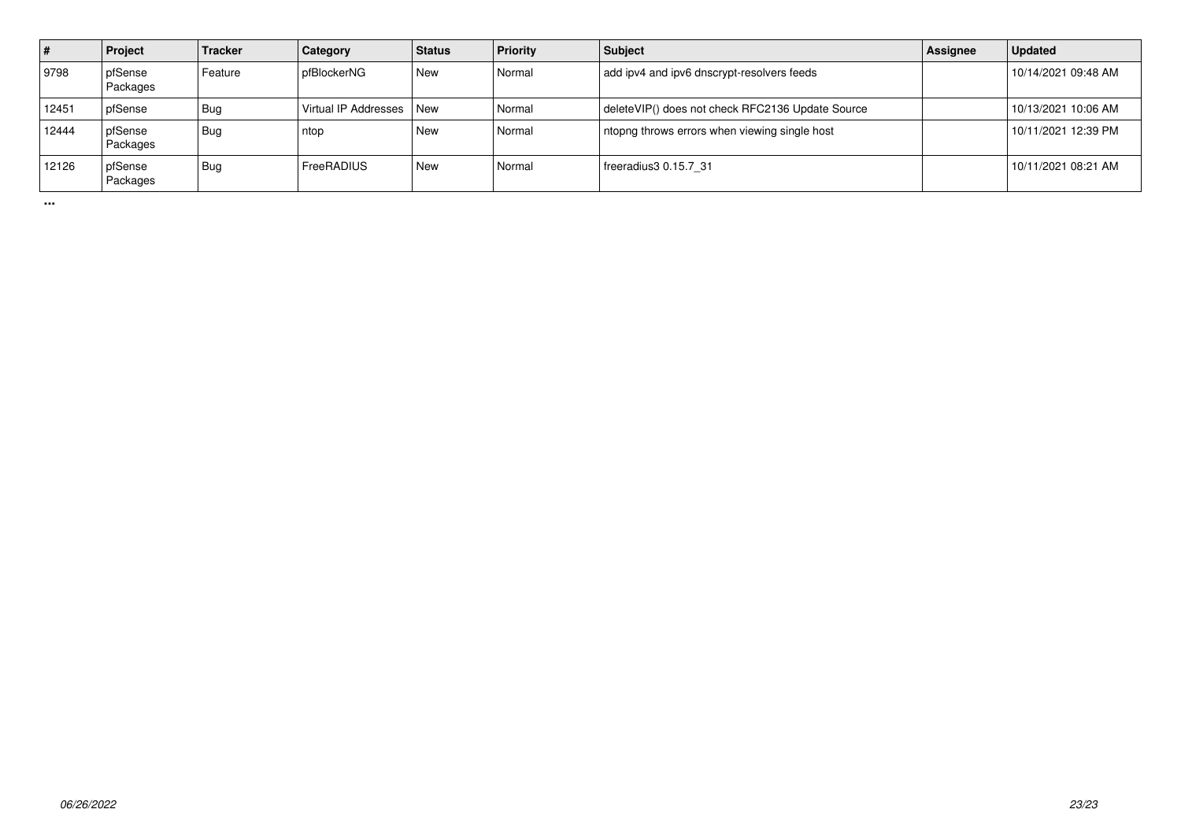| # | Project | Tracker | Category | Status | Priority | Subject | Assignee | Updated |
|---|---|---|---|---|---|---|---|---|
| 9798 | pfSense Packages | Feature | pfBlockerNG | New | Normal | add ipv4 and ipv6 dnscrypt-resolvers feeds | | 10/14/2021 09:48 AM |
| 12451 | pfSense | Bug | Virtual IP Addresses | New | Normal | deleteVIP() does not check RFC2136 Update Source | | 10/13/2021 10:06 AM |
| 12444 | pfSense Packages | Bug | ntop | New | Normal | ntopng throws errors when viewing single host | | 10/11/2021 12:39 PM |
| 12126 | pfSense Packages | Bug | FreeRADIUS | New | Normal | freeradius3 0.15.7_31 | | 10/11/2021 08:21 AM |

...